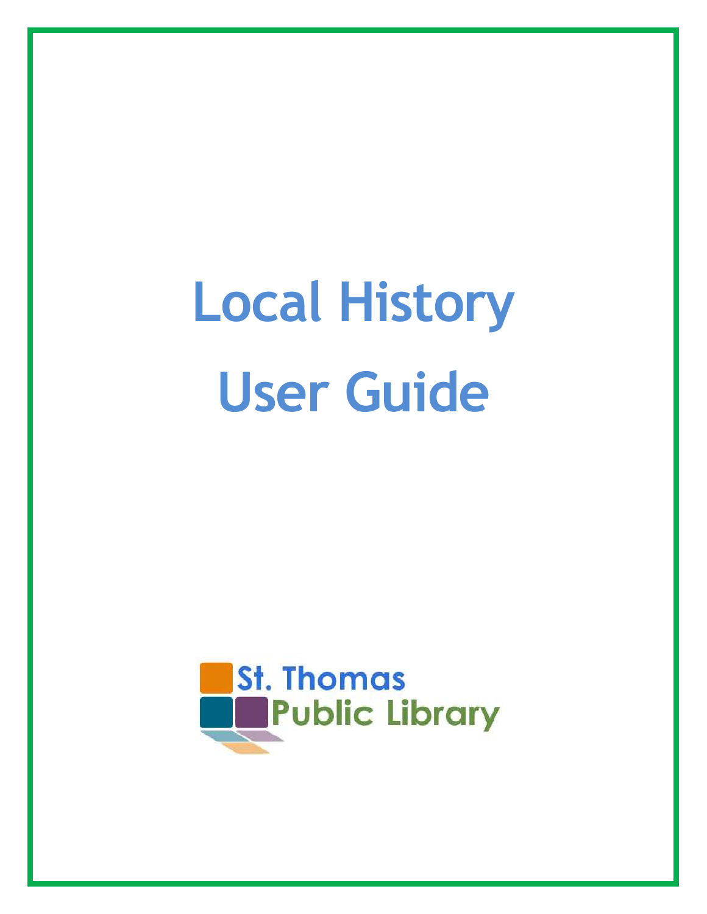# Local History User Guide

St. Thomas Public Library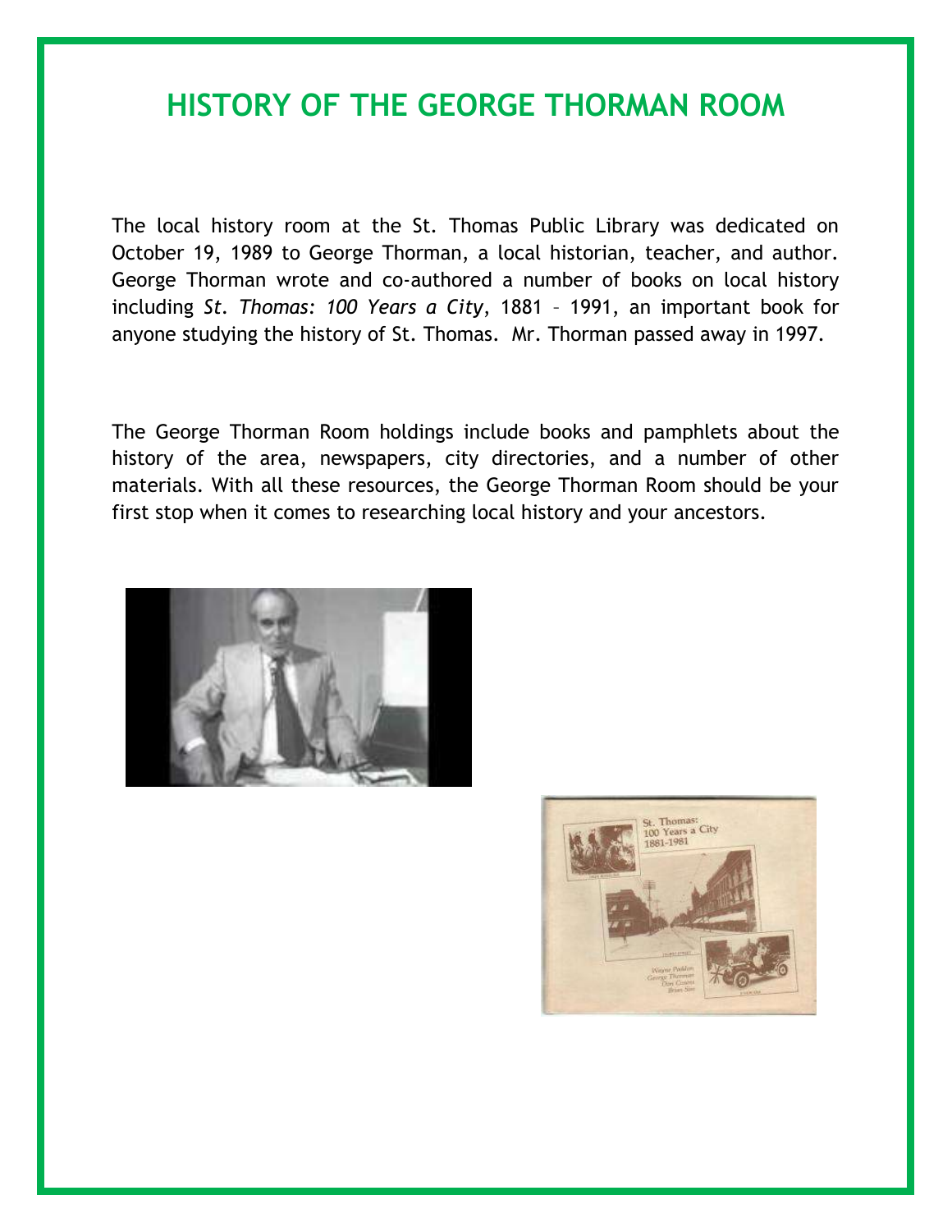# HISTORY OF THE GEORGE THORMAN ROOM

The local history room at the St. Thomas Public Library was dedicated on October 19, 1989 to George Thorman, a local historian, teacher, and author. George Thorman wrote and co-authored a number of books on local history including *St. Thomas: 100 Years a City*, 1881 – 1991, an important book for anyone studying the history of St. Thomas. Mr. Thorman passed away in 1997.

The George Thorman Room holdings include books and pamphlets about the history of the area, newspapers, city directories, and a number of other materials. With all these resources, the George Thorman Room should be your first stop when it comes to researching local history and your ancestors.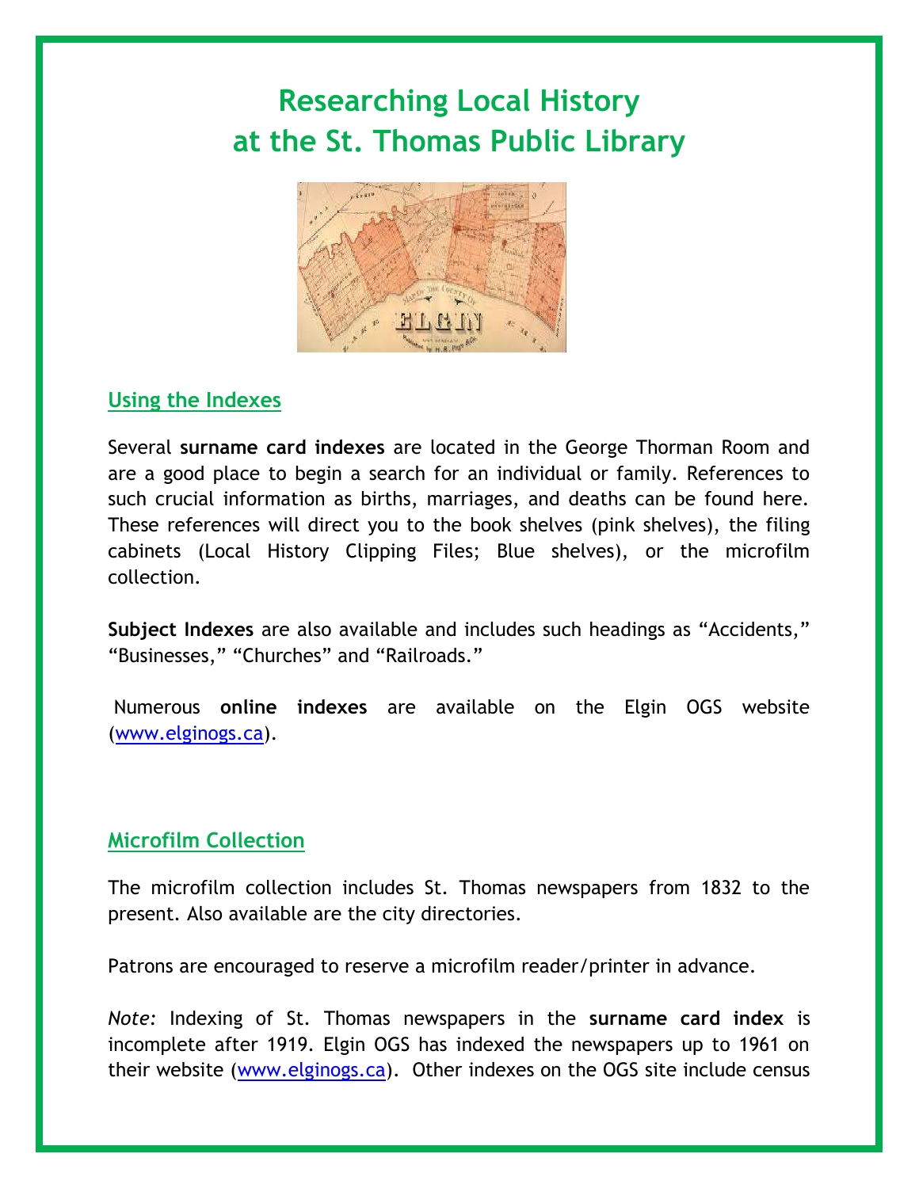# Researching Local History at the St. Thomas Public Library

## Using the Indexes

Several **surname card indexes** are located in the George Thorman Room and are a good place to begin a search for an individual or family. References to such crucial information as births, marriages, and deaths can be found here. These references will direct you to the book shelves (pink shelves), the filing cabinets (Local History Clipping Files; Blue shelves), or the microfilm collection.

**Subject Indexes** are also available and includes such headings as "Accidents," "Businesses," "Churches" and "Railroads."

Numerous **online indexes** are available on the Elgin OGS website (www.elginogs.ca).

## Microfilm Collection

The microfilm collection includes St. Thomas newspapers from 1832 to the present. Also available are the city directories.

Patrons are encouraged to reserve a microfilm reader/printer in advance.

*Note:* Indexing of St. Thomas newspapers in the **surname card index** is incomplete after 1919. Elgin OGS has indexed the newspapers up to 1961 on their website (www.elginogs.ca). Other indexes on the OGS site include census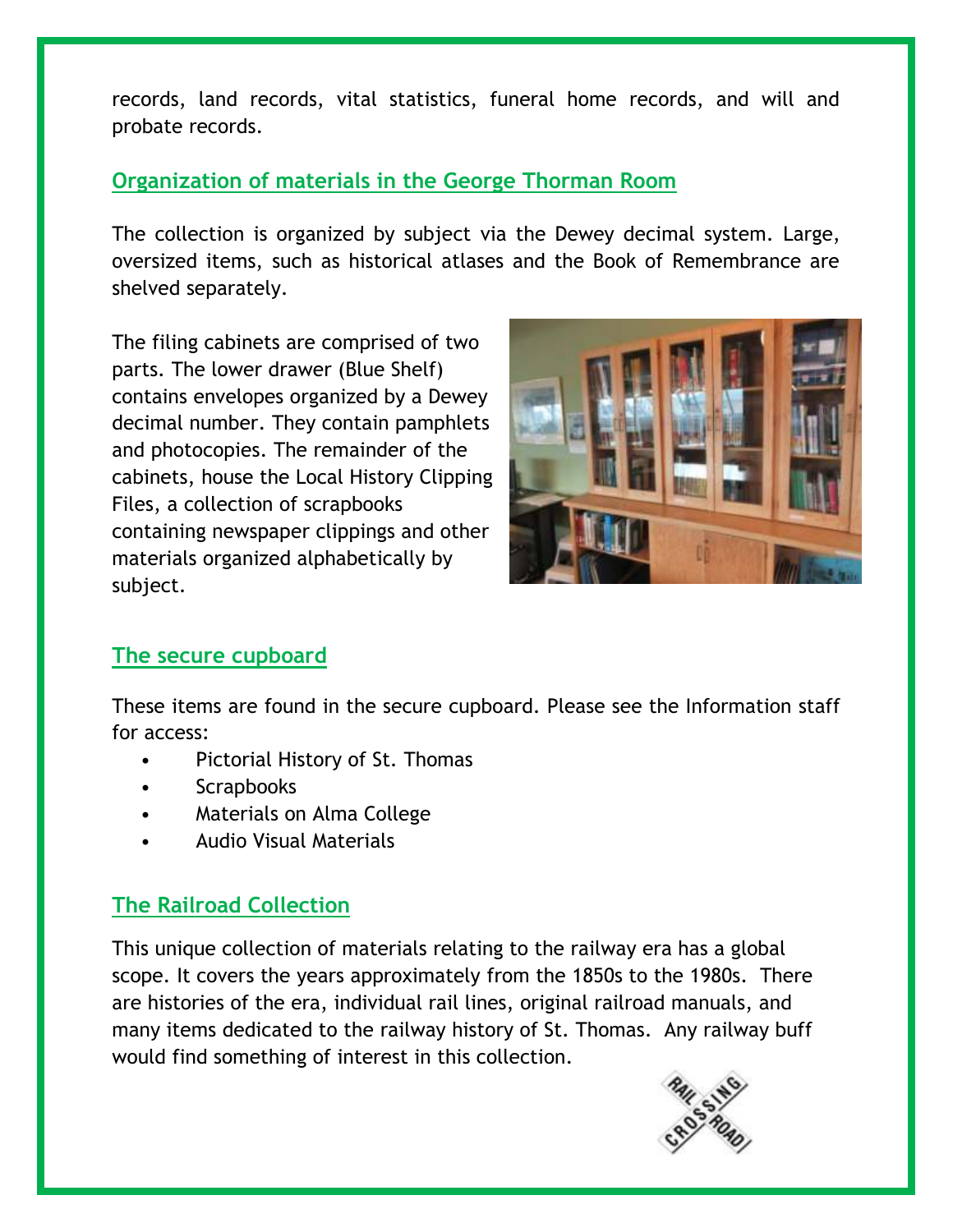records, land records, vital statistics, funeral home records, and will and probate records.

## Organization of materials in the George Thorman Room

The collection is organized by subject via the Dewey decimal system. Large, oversized items, such as historical atlases and the Book of Remembrance are shelved separately.

The filing cabinets are comprised of two parts. The lower drawer (Blue Shelf) contains envelopes organized by a Dewey decimal number. They contain pamphlets and photocopies. The remainder of the cabinets, house the Local History Clipping Files, a collection of scrapbooks containing newspaper clippings and other materials organized alphabetically by subject.

## The secure cupboard

These items are found in the secure cupboard. Please see the Information staff for access:

- Pictorial History of St. Thomas
- Scrapbooks
- Materials on Alma College
- Audio Visual Materials

## The Railroad Collection

This unique collection of materials relating to the railway era has a global scope. It covers the years approximately from the 1850s to the 1980s. There are histories of the era, individual rail lines, original railroad manuals, and many items dedicated to the railway history of St. Thomas. Any railway buff would find something of interest in this collection.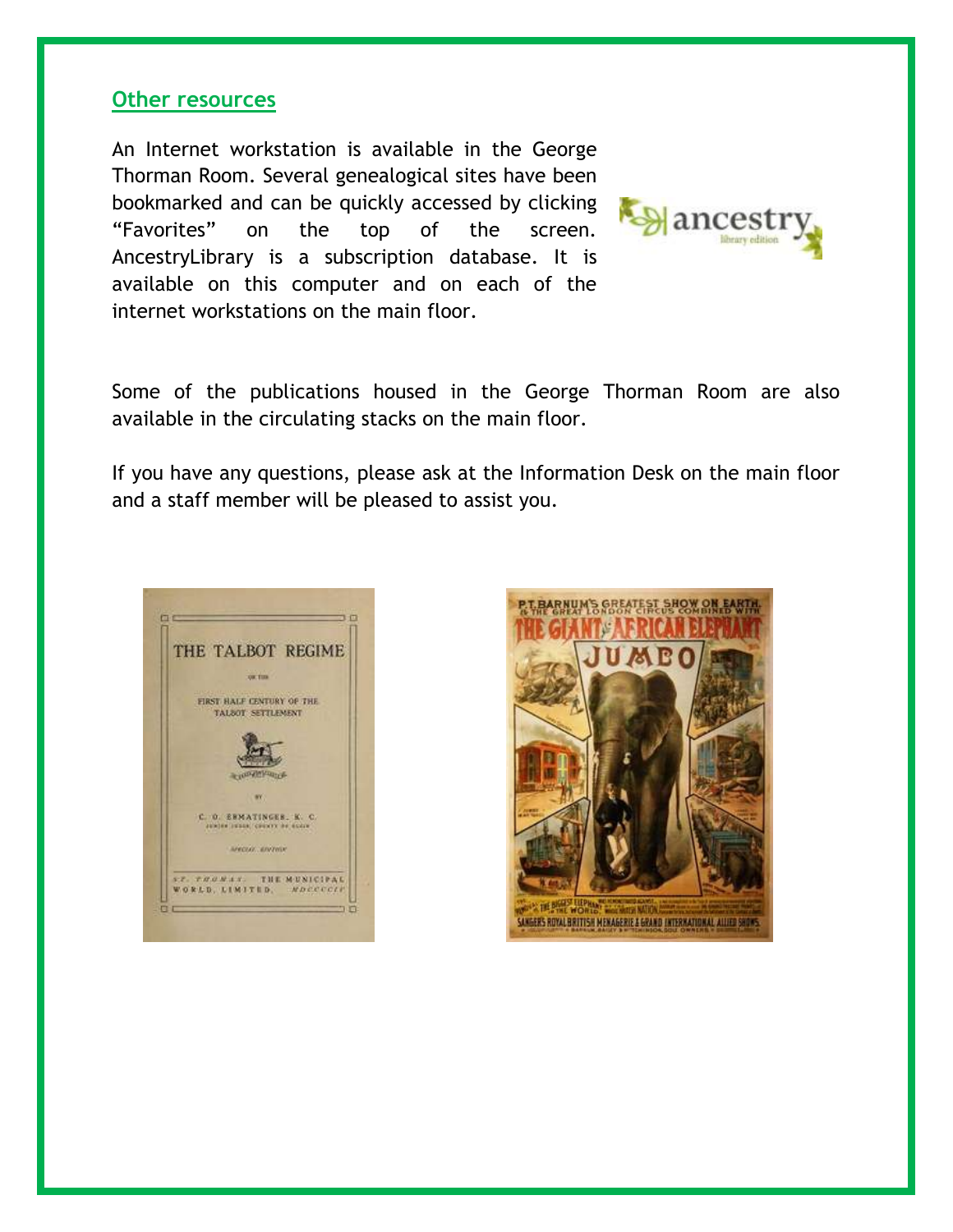## Other resources

An Internet workstation is available in the George Thorman Room. Several genealogical sites have been bookmarked and can be quickly accessed by clicking “Favorites” on the top of the screen. AncestryLibrary is a subscription database. It is available on this computer and on each of the internet workstations on the main floor.

Some of the publications housed in the George Thorman Room are also available in the circulating stacks on the main floor.

If you have any questions, please ask at the Information Desk on the main floor and a staff member will be pleased to assist you.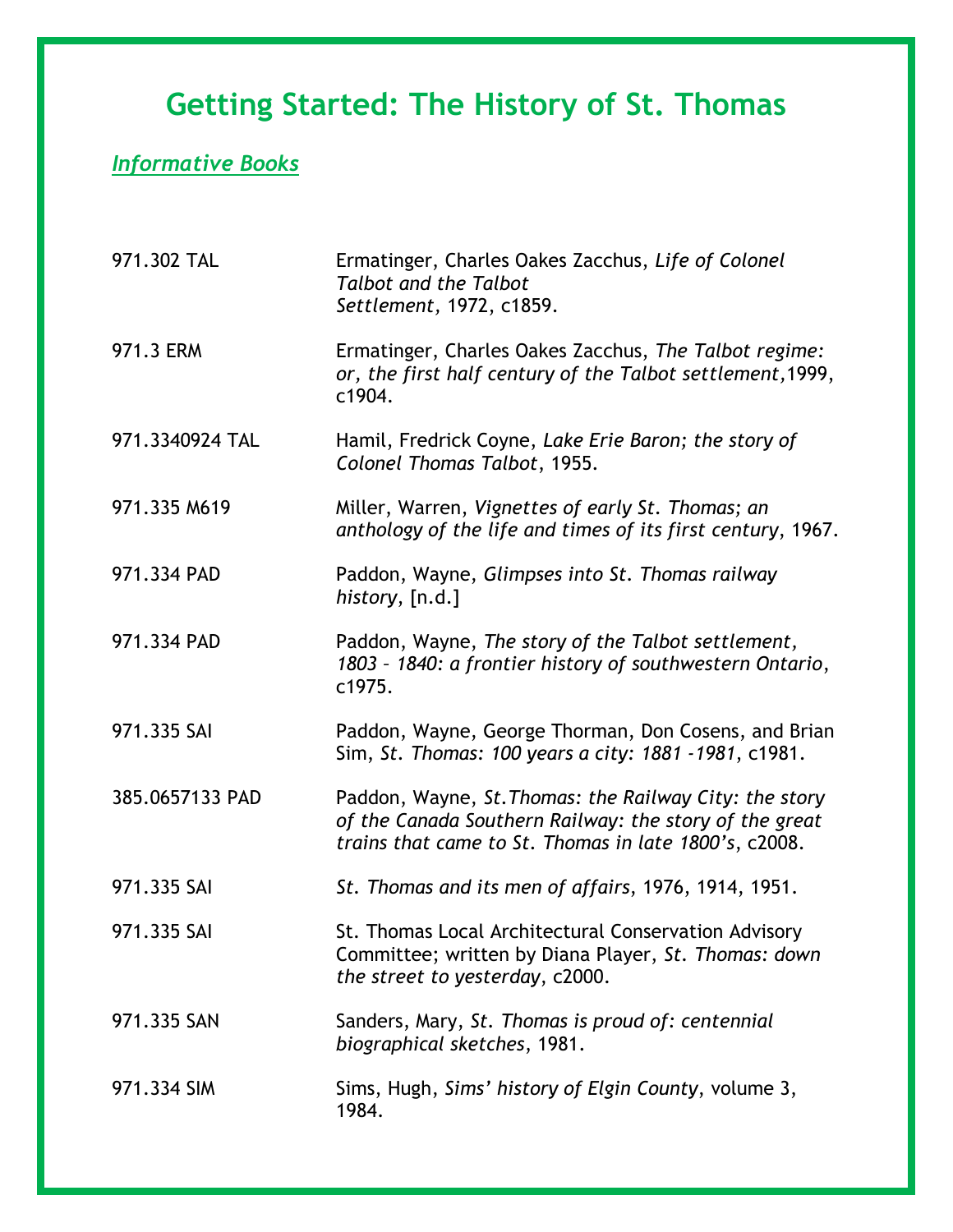# Getting Started: The History of St. Thomas

## *Informative Books*

| Call Number | Citation |
| --- | --- |
| 971.302 TAL | Ermatinger, Charles Oakes Zacchus, *Life of Colonel Talbot and the Talbot Settlement*, 1972, c1859. |
| 971.3 ERM | Ermatinger, Charles Oakes Zacchus, *The Talbot regime: or, the first half century of the Talbot settlement*,1999, c1904. |
| 971.3340924 TAL | Hamil, Fredrick Coyne, *Lake Erie Baron; the story of Colonel Thomas Talbot*, 1955. |
| 971.335 M619 | Miller, Warren, *Vignettes of early St. Thomas; an anthology of the life and times of its first century*, 1967. |
| 971.334 PAD | Paddon, Wayne, *Glimpses into St. Thomas railway history*, [n.d.] |
| 971.334 PAD | Paddon, Wayne, *The story of the Talbot settlement, 1803 – 1840: a frontier history of southwestern Ontario*, c1975. |
| 971.335 SAI | Paddon, Wayne, George Thorman, Don Cosens, and Brian Sim, *St. Thomas: 100 years a city: 1881 -1981*, c1981. |
| 385.0657133 PAD | Paddon, Wayne, *St.Thomas: the Railway City: the story of the Canada Southern Railway: the story of the great trains that came to St. Thomas in late 1800's*, c2008. |
| 971.335 SAI | *St. Thomas and its men of affairs*, 1976, 1914, 1951. |
| 971.335 SAI | St. Thomas Local Architectural Conservation Advisory Committee; written by Diana Player, *St. Thomas: down the street to yesterday*, c2000. |
| 971.335 SAN | Sanders, Mary, *St. Thomas is proud of: centennial biographical sketches*, 1981. |
| 971.334 SIM | Sims, Hugh, *Sims' history of Elgin County*, volume 3, 1984. |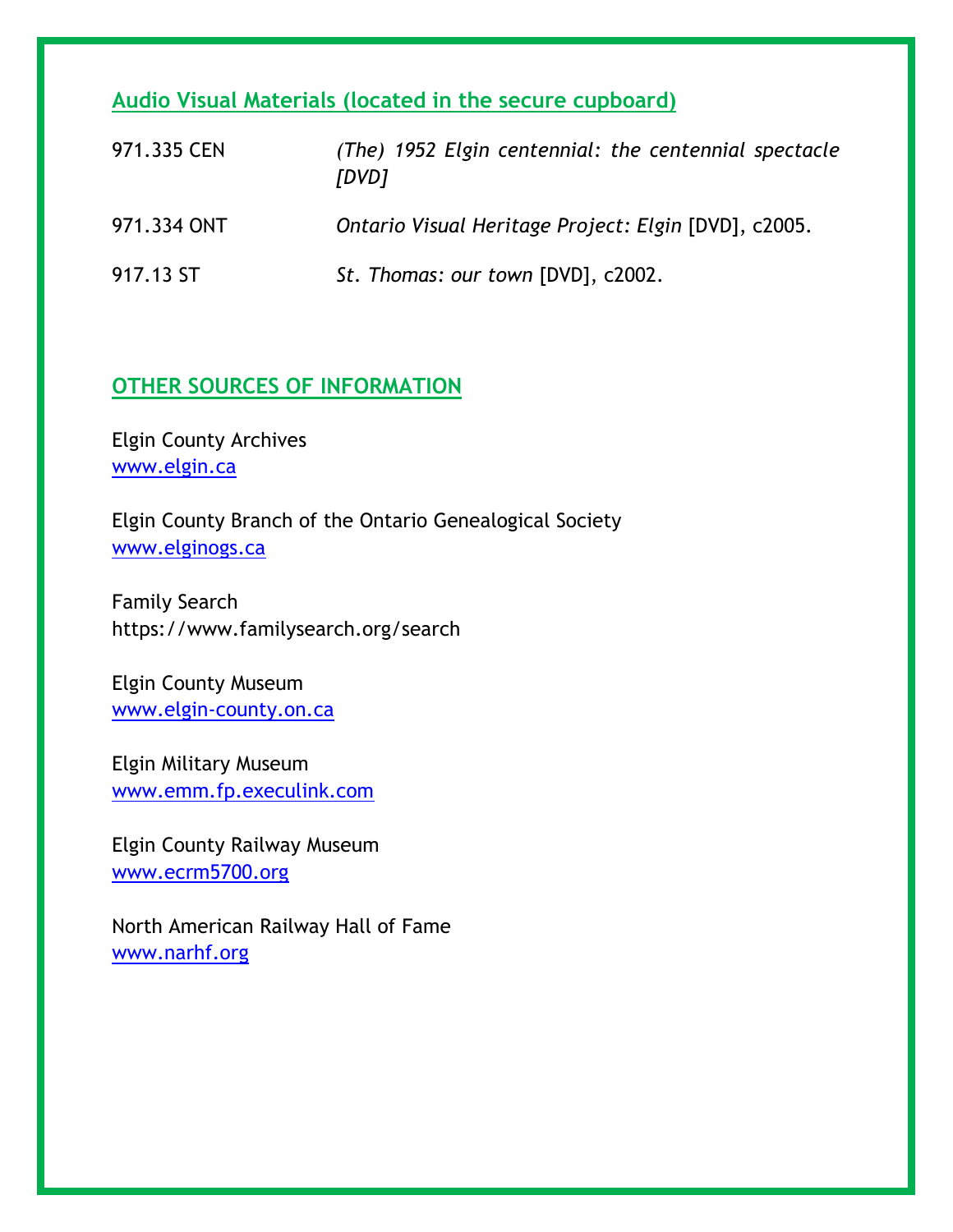## Audio Visual Materials (located in the secure cupboard)

| | |
|---|---|
| 971.335 CEN | *(The) 1952 Elgin centennial: the centennial spectacle [DVD]* |
| 971.334 ONT | *Ontario Visual Heritage Project: Elgin* [DVD], c2005. |
| 917.13 ST | *St. Thomas: our town* [DVD], c2002. |

## OTHER SOURCES OF INFORMATION

Elgin County Archives
[www.elgin.ca](www.elgin.ca)

Elgin County Branch of the Ontario Genealogical Society
[www.elginogs.ca](www.elginogs.ca)

Family Search
https://www.familysearch.org/search

Elgin County Museum
[www.elgin-county.on.ca](www.elgin-county.on.ca)

Elgin Military Museum
[www.emm.fp.execulink.com](www.emm.fp.execulink.com)

Elgin County Railway Museum
[www.ecrm5700.org](www.ecrm5700.org)

North American Railway Hall of Fame
[www.narhf.org](www.narhf.org)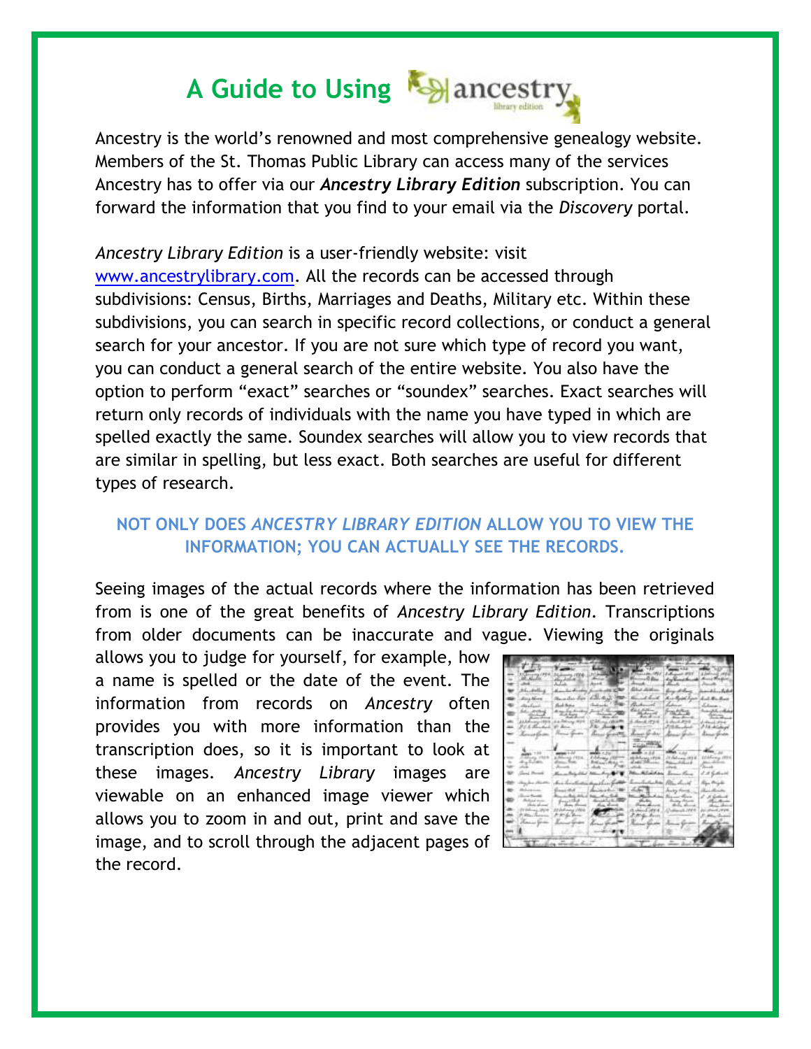# A Guide to Using ancestry library edition

Ancestry is the world's renowned and most comprehensive genealogy website. Members of the St. Thomas Public Library can access many of the services Ancestry has to offer via our ***Ancestry Library Edition*** subscription. You can forward the information that you find to your email via the *Discovery* portal.

*Ancestry Library Edition* is a user-friendly website: visit [www.ancestrylibrary.com](www.ancestrylibrary.com). All the records can be accessed through subdivisions: Census, Births, Marriages and Deaths, Military etc. Within these subdivisions, you can search in specific record collections, or conduct a general search for your ancestor. If you are not sure which type of record you want, you can conduct a general search of the entire website. You also have the option to perform "exact" searches or "soundex" searches. Exact searches will return only records of individuals with the name you have typed in which are spelled exactly the same. Soundex searches will allow you to view records that are similar in spelling, but less exact. Both searches are useful for different types of research.

**NOT ONLY DOES *ANCESTRY LIBRARY EDITION* ALLOW YOU TO VIEW THE INFORMATION; YOU CAN ACTUALLY SEE THE RECORDS.**

Seeing images of the actual records where the information has been retrieved from is one of the great benefits of *Ancestry Library Edition*. Transcriptions from older documents can be inaccurate and vague. Viewing the originals allows you to judge for yourself, for example, how a name is spelled or the date of the event. The information from records on *Ancestry* often provides you with more information than the transcription does, so it is important to look at these images. *Ancestry Library* images are viewable on an enhanced image viewer which allows you to zoom in and out, print and save the image, and to scroll through the adjacent pages of the record.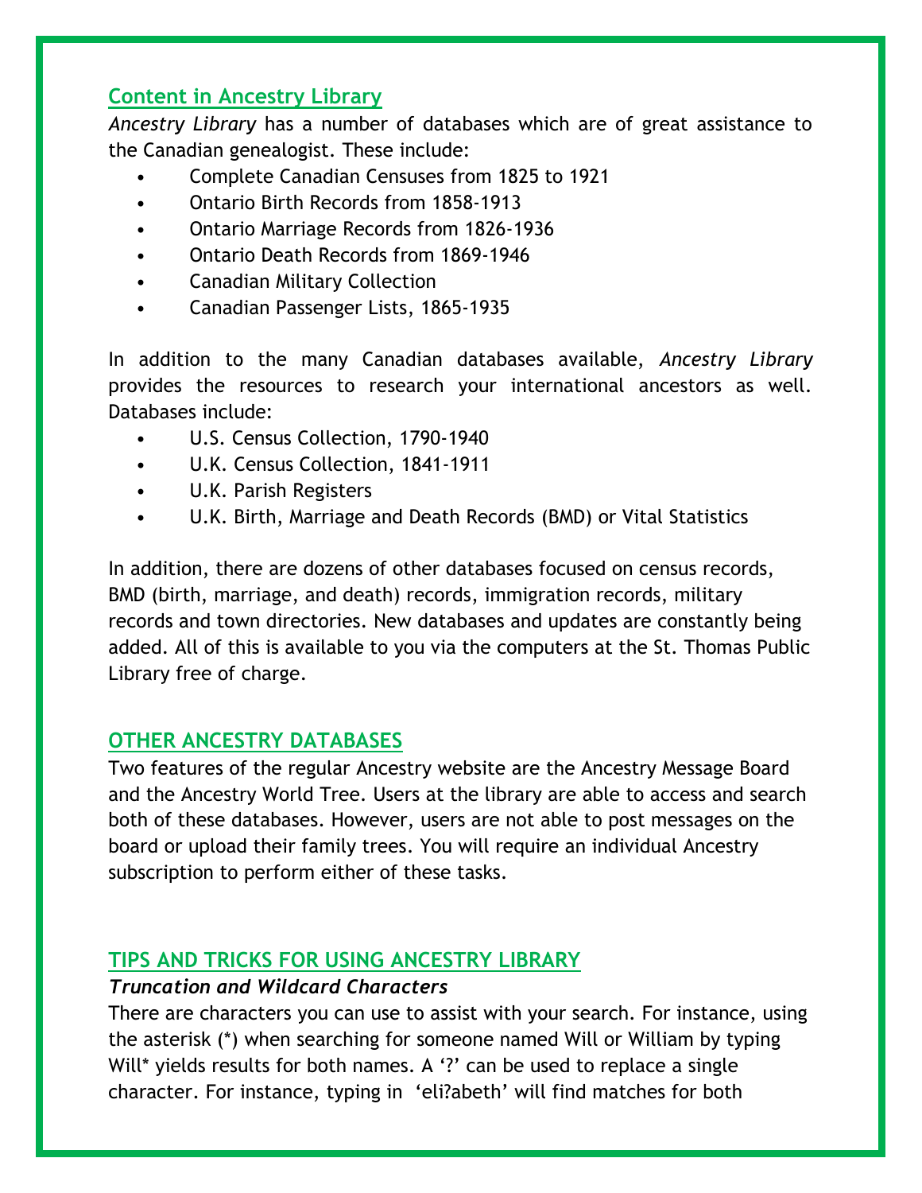## Content in Ancestry Library

*Ancestry Library* has a number of databases which are of great assistance to the Canadian genealogist. These include:

- Complete Canadian Censuses from 1825 to 1921
- Ontario Birth Records from 1858-1913
- Ontario Marriage Records from 1826-1936
- Ontario Death Records from 1869-1946
- Canadian Military Collection
- Canadian Passenger Lists, 1865-1935

In addition to the many Canadian databases available, *Ancestry Library* provides the resources to research your international ancestors as well. Databases include:

- U.S. Census Collection, 1790-1940
- U.K. Census Collection, 1841-1911
- U.K. Parish Registers
- U.K. Birth, Marriage and Death Records (BMD) or Vital Statistics

In addition, there are dozens of other databases focused on census records, BMD (birth, marriage, and death) records, immigration records, military records and town directories. New databases and updates are constantly being added. All of this is available to you via the computers at the St. Thomas Public Library free of charge.

## OTHER ANCESTRY DATABASES

Two features of the regular Ancestry website are the Ancestry Message Board and the Ancestry World Tree. Users at the library are able to access and search both of these databases. However, users are not able to post messages on the board or upload their family trees. You will require an individual Ancestry subscription to perform either of these tasks.

## TIPS AND TRICKS FOR USING ANCESTRY LIBRARY

### *Truncation and Wildcard Characters*

There are characters you can use to assist with your search. For instance, using the asterisk (*) when searching for someone named Will or William by typing Will* yields results for both names. A '?' can be used to replace a single character. For instance, typing in 'eli?abeth' will find matches for both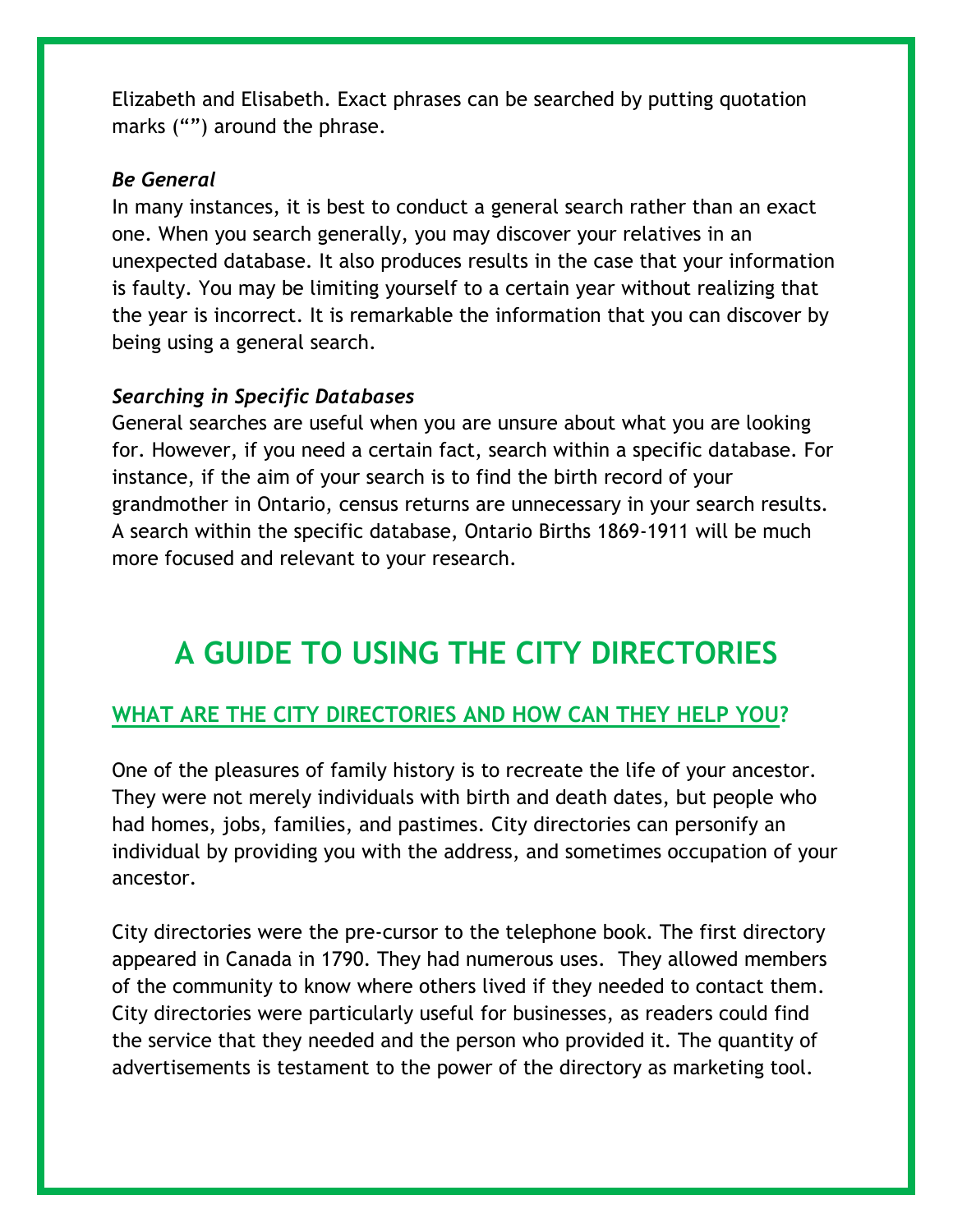Elizabeth and Elisabeth. Exact phrases can be searched by putting quotation marks (“”) around the phrase.

***Be General***

In many instances, it is best to conduct a general search rather than an exact one. When you search generally, you may discover your relatives in an unexpected database. It also produces results in the case that your information is faulty. You may be limiting yourself to a certain year without realizing that the year is incorrect. It is remarkable the information that you can discover by being using a general search.

***Searching in Specific Databases***

General searches are useful when you are unsure about what you are looking for. However, if you need a certain fact, search within a specific database. For instance, if the aim of your search is to find the birth record of your grandmother in Ontario, census returns are unnecessary in your search results. A search within the specific database, Ontario Births 1869-1911 will be much more focused and relevant to your research.

# A GUIDE TO USING THE CITY DIRECTORIES

## WHAT ARE THE CITY DIRECTORIES AND HOW CAN THEY HELP YOU?

One of the pleasures of family history is to recreate the life of your ancestor. They were not merely individuals with birth and death dates, but people who had homes, jobs, families, and pastimes. City directories can personify an individual by providing you with the address, and sometimes occupation of your ancestor.

City directories were the pre-cursor to the telephone book. The first directory appeared in Canada in 1790. They had numerous uses. They allowed members of the community to know where others lived if they needed to contact them. City directories were particularly useful for businesses, as readers could find the service that they needed and the person who provided it. The quantity of advertisements is testament to the power of the directory as marketing tool.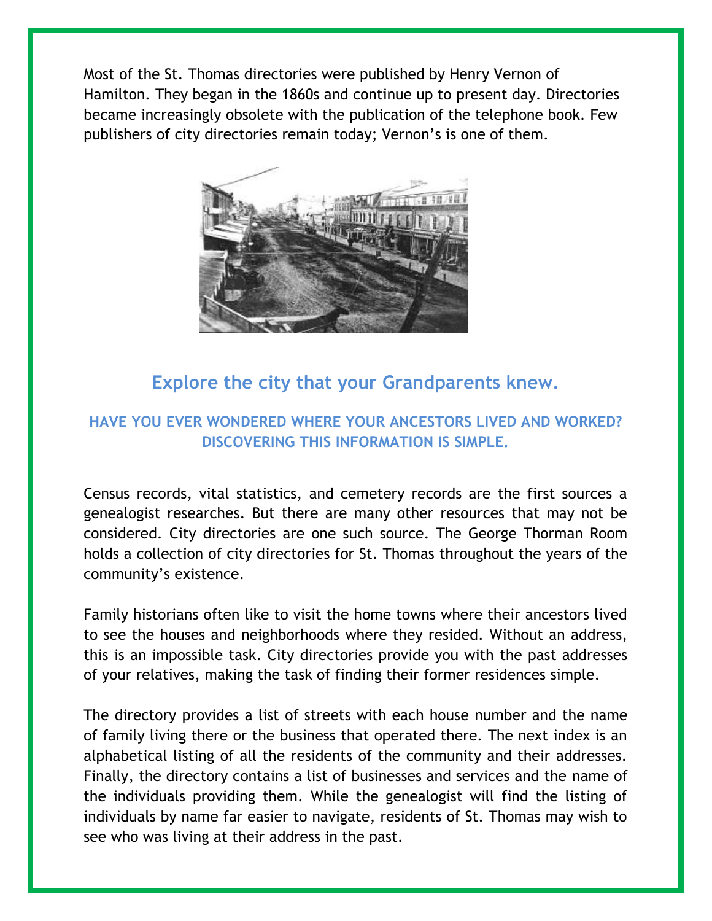Most of the St. Thomas directories were published by Henry Vernon of Hamilton. They began in the 1860s and continue up to present day. Directories became increasingly obsolete with the publication of the telephone book. Few publishers of city directories remain today; Vernon's is one of them.

## Explore the city that your Grandparents knew.

### HAVE YOU EVER WONDERED WHERE YOUR ANCESTORS LIVED AND WORKED? DISCOVERING THIS INFORMATION IS SIMPLE.

Census records, vital statistics, and cemetery records are the first sources a genealogist researches. But there are many other resources that may not be considered. City directories are one such source. The George Thorman Room holds a collection of city directories for St. Thomas throughout the years of the community's existence.

Family historians often like to visit the home towns where their ancestors lived to see the houses and neighborhoods where they resided. Without an address, this is an impossible task. City directories provide you with the past addresses of your relatives, making the task of finding their former residences simple.

The directory provides a list of streets with each house number and the name of family living there or the business that operated there. The next index is an alphabetical listing of all the residents of the community and their addresses. Finally, the directory contains a list of businesses and services and the name of the individuals providing them. While the genealogist will find the listing of individuals by name far easier to navigate, residents of St. Thomas may wish to see who was living at their address in the past.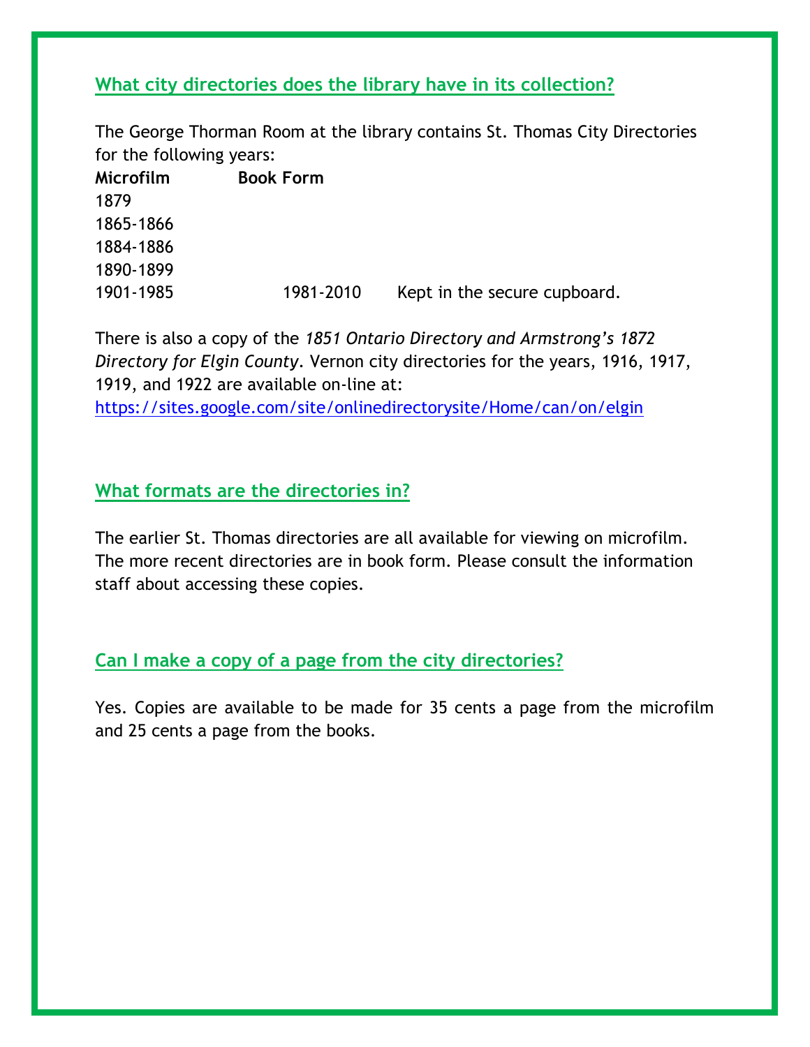## What city directories does the library have in its collection?

The George Thorman Room at the library contains St. Thomas City Directories for the following years:

| Microfilm | Book Form | |
|---|---|---|
| 1879 | | |
| 1865-1866 | | |
| 1884-1886 | | |
| 1890-1899 | | |
| 1901-1985 | 1981-2010 | Kept in the secure cupboard. |

There is also a copy of the *1851 Ontario Directory and Armstrong's 1872 Directory for Elgin County*. Vernon city directories for the years, 1916, 1917, 1919, and 1922 are available on-line at: https://sites.google.com/site/onlinedirectorysite/Home/can/on/elgin

## What formats are the directories in?

The earlier St. Thomas directories are all available for viewing on microfilm. The more recent directories are in book form. Please consult the information staff about accessing these copies.

## Can I make a copy of a page from the city directories?

Yes. Copies are available to be made for 35 cents a page from the microfilm and 25 cents a page from the books.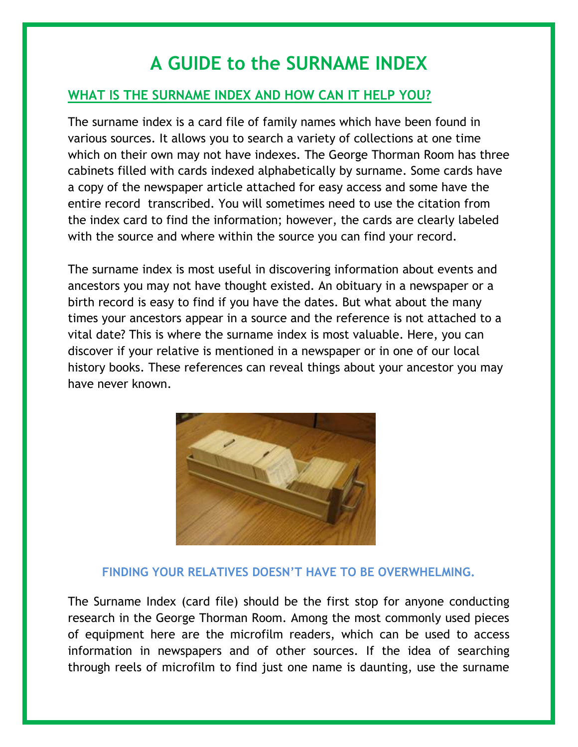# A GUIDE to the SURNAME INDEX

## WHAT IS THE SURNAME INDEX AND HOW CAN IT HELP YOU?

The surname index is a card file of family names which have been found in various sources. It allows you to search a variety of collections at one time which on their own may not have indexes. The George Thorman Room has three cabinets filled with cards indexed alphabetically by surname. Some cards have a copy of the newspaper article attached for easy access and some have the entire record transcribed. You will sometimes need to use the citation from the index card to find the information; however, the cards are clearly labeled with the source and where within the source you can find your record.

The surname index is most useful in discovering information about events and ancestors you may not have thought existed. An obituary in a newspaper or a birth record is easy to find if you have the dates. But what about the many times your ancestors appear in a source and the reference is not attached to a vital date? This is where the surname index is most valuable. Here, you can discover if your relative is mentioned in a newspaper or in one of our local history books. These references can reveal things about your ancestor you may have never known.

### FINDING YOUR RELATIVES DOESN'T HAVE TO BE OVERWHELMING.

The Surname Index (card file) should be the first stop for anyone conducting research in the George Thorman Room. Among the most commonly used pieces of equipment here are the microfilm readers, which can be used to access information in newspapers and of other sources. If the idea of searching through reels of microfilm to find just one name is daunting, use the surname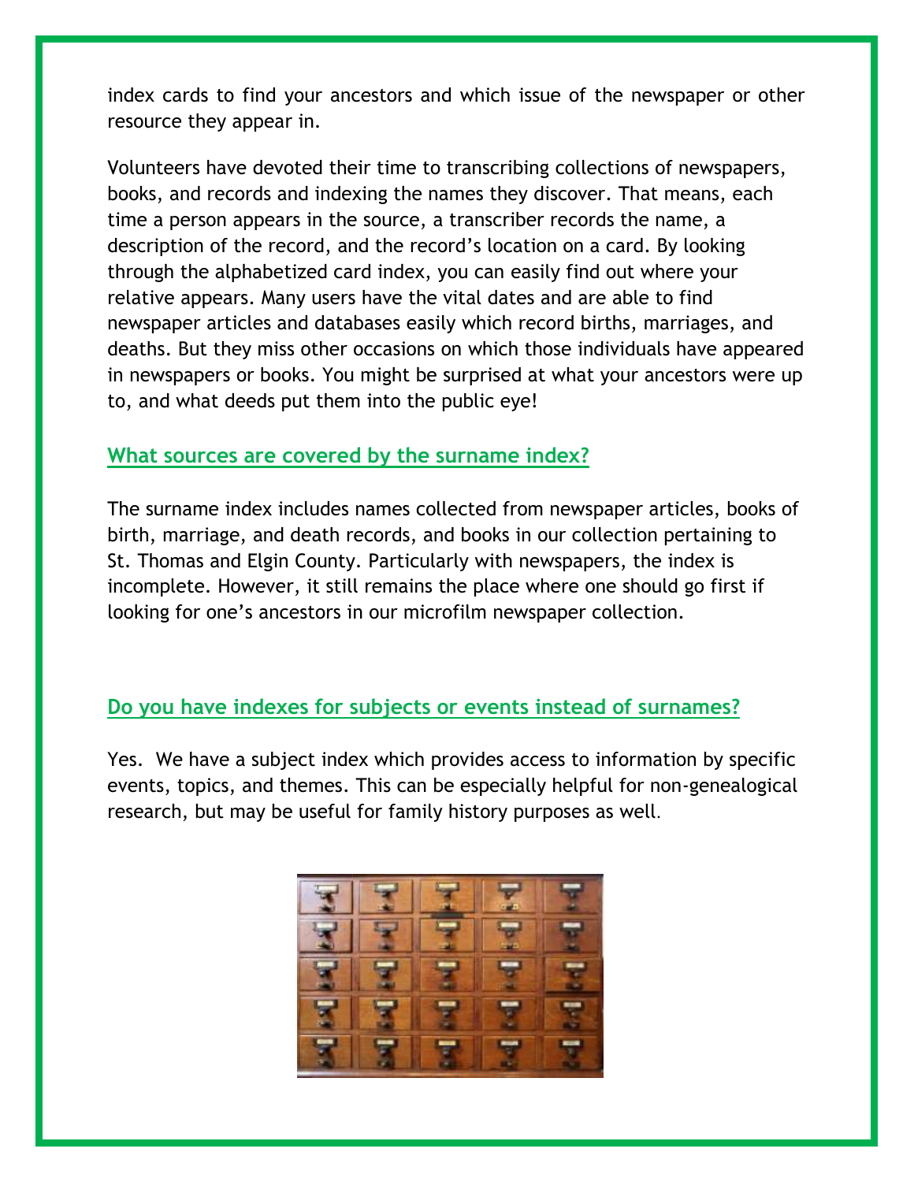index cards to find your ancestors and which issue of the newspaper or other resource they appear in.

Volunteers have devoted their time to transcribing collections of newspapers, books, and records and indexing the names they discover. That means, each time a person appears in the source, a transcriber records the name, a description of the record, and the record's location on a card. By looking through the alphabetized card index, you can easily find out where your relative appears. Many users have the vital dates and are able to find newspaper articles and databases easily which record births, marriages, and deaths. But they miss other occasions on which those individuals have appeared in newspapers or books. You might be surprised at what your ancestors were up to, and what deeds put them into the public eye!

## What sources are covered by the surname index?

The surname index includes names collected from newspaper articles, books of birth, marriage, and death records, and books in our collection pertaining to St. Thomas and Elgin County. Particularly with newspapers, the index is incomplete. However, it still remains the place where one should go first if looking for one's ancestors in our microfilm newspaper collection.

## Do you have indexes for subjects or events instead of surnames?

Yes. We have a subject index which provides access to information by specific events, topics, and themes. This can be especially helpful for non-genealogical research, but may be useful for family history purposes as well.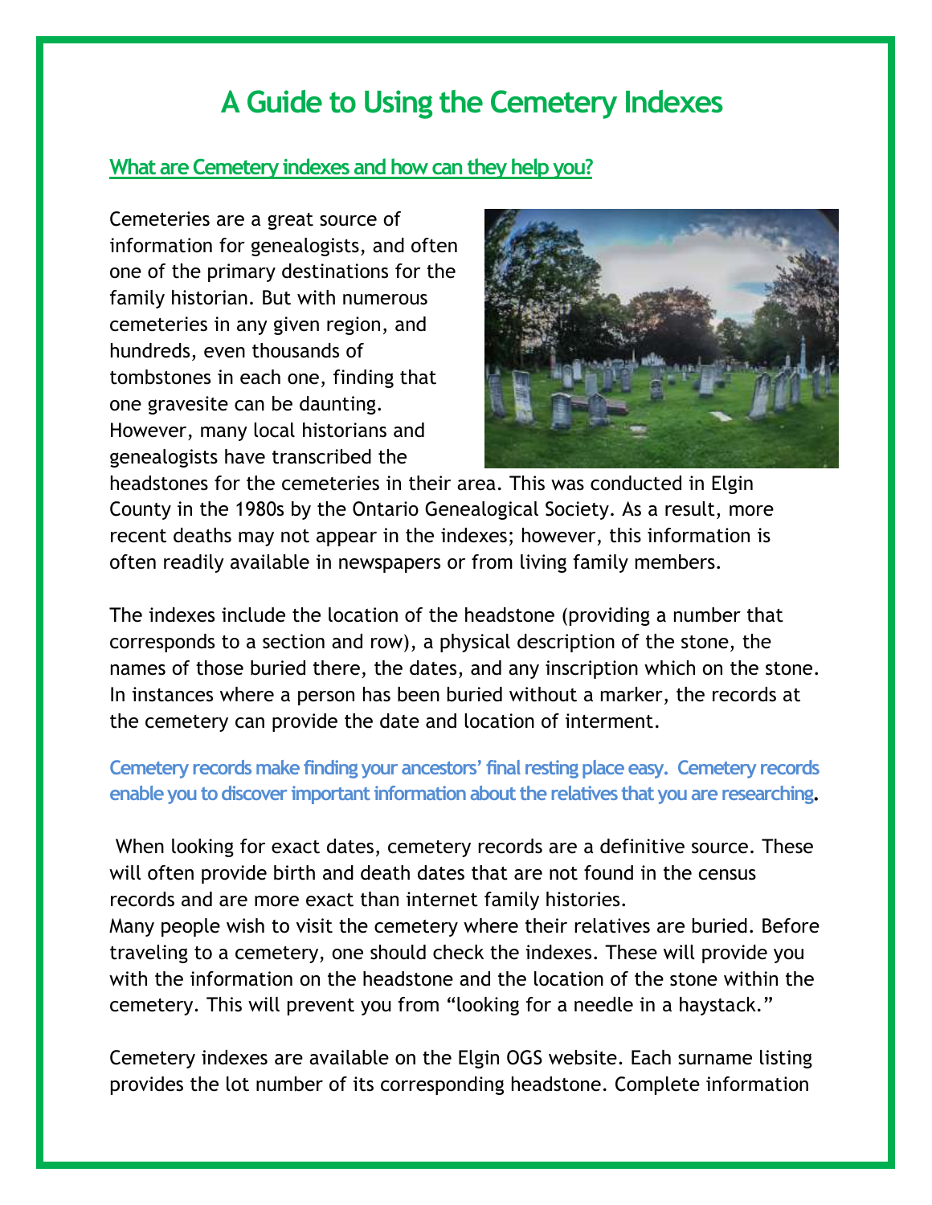# A Guide to Using the Cemetery Indexes

## What are Cemetery indexes and how can they help you?

Cemeteries are a great source of information for genealogists, and often one of the primary destinations for the family historian. But with numerous cemeteries in any given region, and hundreds, even thousands of tombstones in each one, finding that one gravesite can be daunting. However, many local historians and genealogists have transcribed the headstones for the cemeteries in their area. This was conducted in Elgin County in the 1980s by the Ontario Genealogical Society. As a result, more recent deaths may not appear in the indexes; however, this information is often readily available in newspapers or from living family members.

The indexes include the location of the headstone (providing a number that corresponds to a section and row), a physical description of the stone, the names of those buried there, the dates, and any inscription which on the stone. In instances where a person has been buried without a marker, the records at the cemetery can provide the date and location of interment.

**Cemetery records make finding your ancestors' final resting place easy. Cemetery records enable you to discover important information about the relatives that you are researching.**

When looking for exact dates, cemetery records are a definitive source. These will often provide birth and death dates that are not found in the census records and are more exact than internet family histories.

Many people wish to visit the cemetery where their relatives are buried. Before traveling to a cemetery, one should check the indexes. These will provide you with the information on the headstone and the location of the stone within the cemetery. This will prevent you from "looking for a needle in a haystack."

Cemetery indexes are available on the Elgin OGS website. Each surname listing provides the lot number of its corresponding headstone. Complete information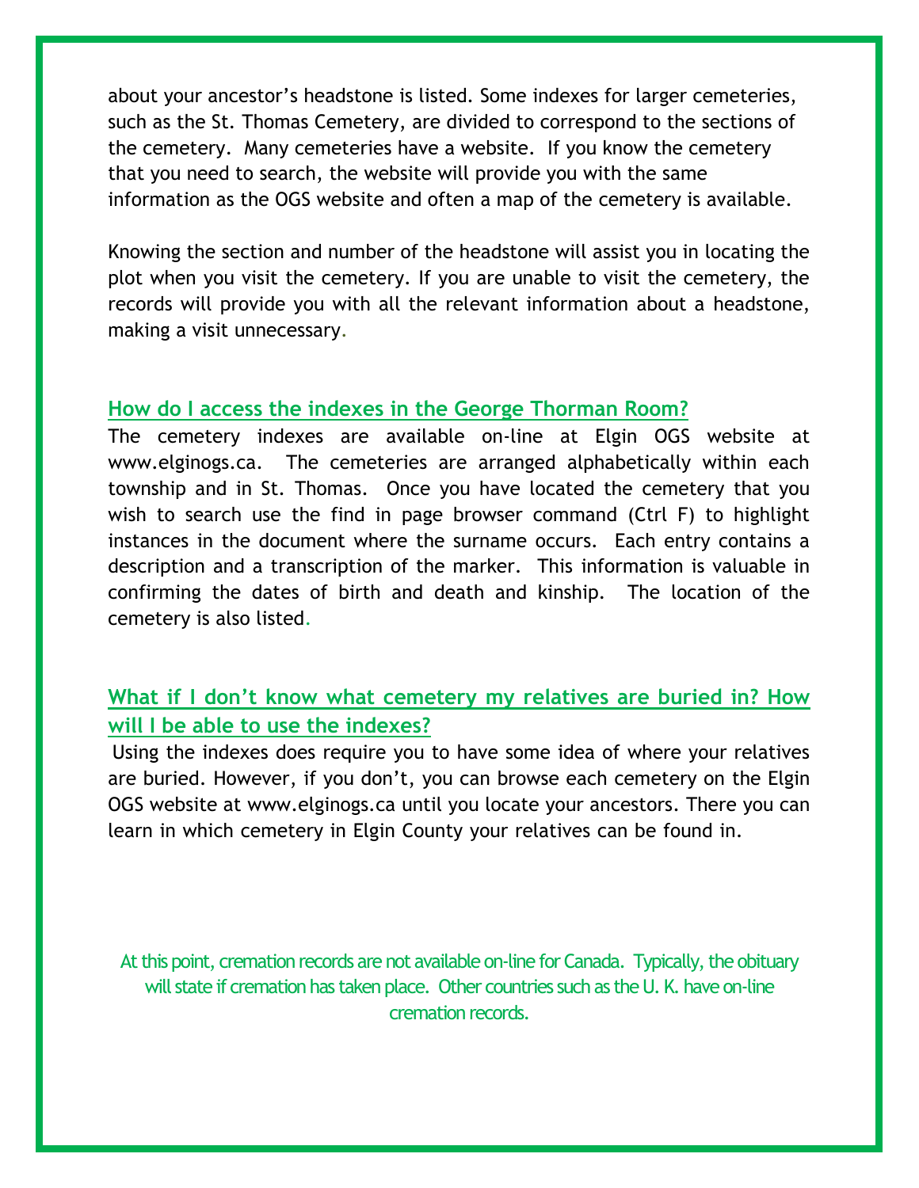about your ancestor's headstone is listed. Some indexes for larger cemeteries, such as the St. Thomas Cemetery, are divided to correspond to the sections of the cemetery. Many cemeteries have a website. If you know the cemetery that you need to search, the website will provide you with the same information as the OGS website and often a map of the cemetery is available.

Knowing the section and number of the headstone will assist you in locating the plot when you visit the cemetery. If you are unable to visit the cemetery, the records will provide you with all the relevant information about a headstone, making a visit unnecessary.

## How do I access the indexes in the George Thorman Room?

The cemetery indexes are available on-line at Elgin OGS website at www.elginogs.ca. The cemeteries are arranged alphabetically within each township and in St. Thomas. Once you have located the cemetery that you wish to search use the find in page browser command (Ctrl F) to highlight instances in the document where the surname occurs. Each entry contains a description and a transcription of the marker. This information is valuable in confirming the dates of birth and death and kinship. The location of the cemetery is also listed.

## What if I don't know what cemetery my relatives are buried in? How will I be able to use the indexes?

Using the indexes does require you to have some idea of where your relatives are buried. However, if you don't, you can browse each cemetery on the Elgin OGS website at www.elginogs.ca until you locate your ancestors. There you can learn in which cemetery in Elgin County your relatives can be found in.

At this point, cremation records are not available on-line for Canada. Typically, the obituary will state if cremation has taken place. Other countries such as the U. K. have on-line cremation records.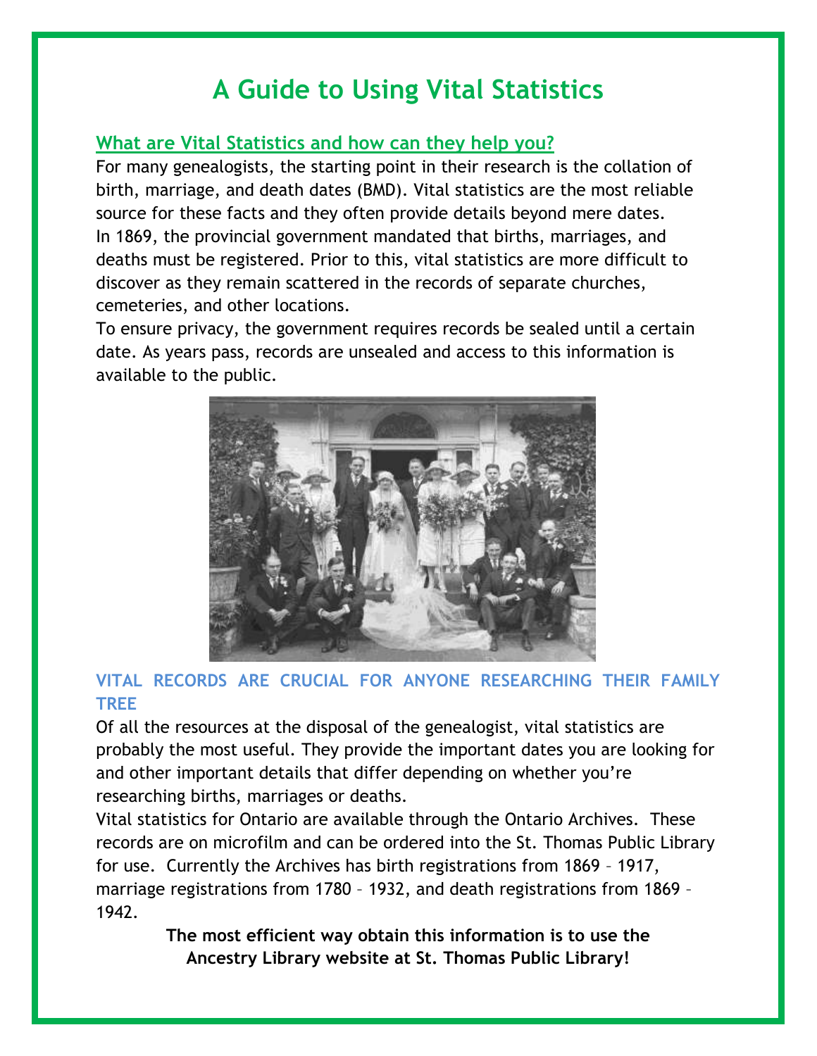# A Guide to Using Vital Statistics

## What are Vital Statistics and how can they help you?

For many genealogists, the starting point in their research is the collation of birth, marriage, and death dates (BMD). Vital statistics are the most reliable source for these facts and they often provide details beyond mere dates.
In 1869, the provincial government mandated that births, marriages, and deaths must be registered. Prior to this, vital statistics are more difficult to discover as they remain scattered in the records of separate churches, cemeteries, and other locations.
To ensure privacy, the government requires records be sealed until a certain date. As years pass, records are unsealed and access to this information is available to the public.

## VITAL RECORDS ARE CRUCIAL FOR ANYONE RESEARCHING THEIR FAMILY TREE

Of all the resources at the disposal of the genealogist, vital statistics are probably the most useful. They provide the important dates you are looking for and other important details that differ depending on whether you're researching births, marriages or deaths.
Vital statistics for Ontario are available through the Ontario Archives. These records are on microfilm and can be ordered into the St. Thomas Public Library for use. Currently the Archives has birth registrations from 1869 – 1917, marriage registrations from 1780 – 1932, and death registrations from 1869 – 1942.

**The most efficient way obtain this information is to use the Ancestry Library website at St. Thomas Public Library!**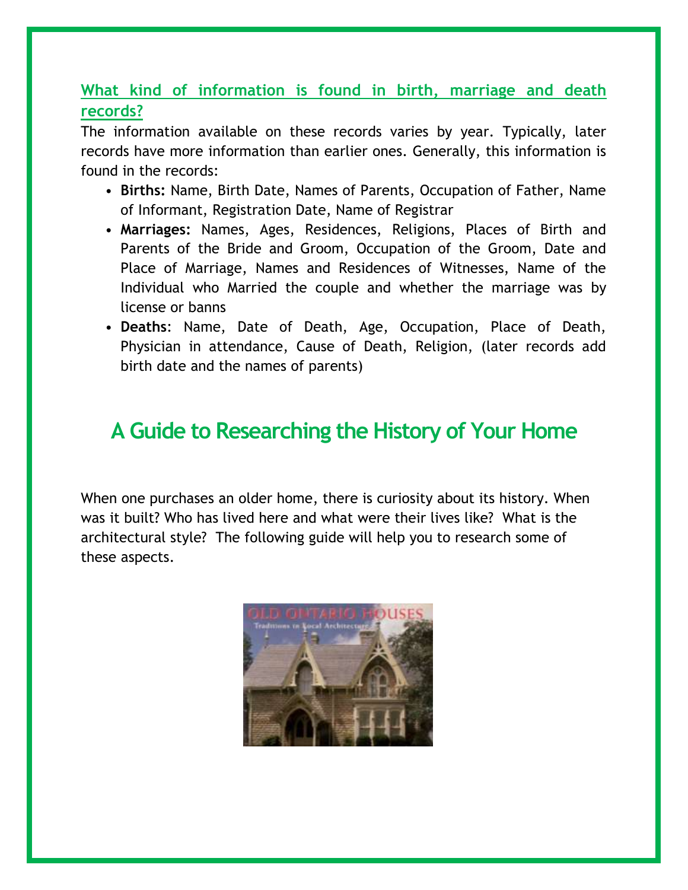### What kind of information is found in birth, marriage and death records?

The information available on these records varies by year. Typically, later records have more information than earlier ones. Generally, this information is found in the records:

- **Births:** Name, Birth Date, Names of Parents, Occupation of Father, Name of Informant, Registration Date, Name of Registrar
- **Marriages:** Names, Ages, Residences, Religions, Places of Birth and Parents of the Bride and Groom, Occupation of the Groom, Date and Place of Marriage, Names and Residences of Witnesses, Name of the Individual who Married the couple and whether the marriage was by license or banns
- **Deaths**: Name, Date of Death, Age, Occupation, Place of Death, Physician in attendance, Cause of Death, Religion, (later records add birth date and the names of parents)

## A Guide to Researching the History of Your Home

When one purchases an older home, there is curiosity about its history. When was it built? Who has lived here and what were their lives like? What is the architectural style? The following guide will help you to research some of these aspects.

OLD ONTARIO HOUSES
Traditions in Local Architecture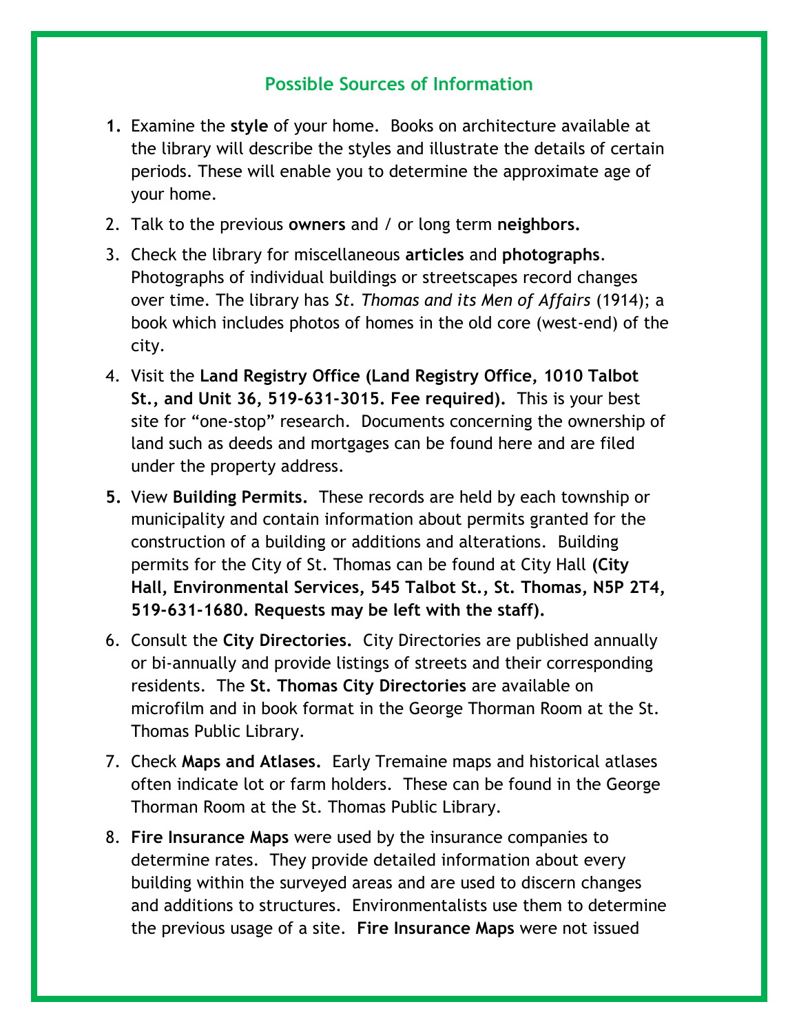## Possible Sources of Information

1. Examine the **style** of your home. Books on architecture available at the library will describe the styles and illustrate the details of certain periods. These will enable you to determine the approximate age of your home.
2. Talk to the previous **owners** and / or long term **neighbors.**
3. Check the library for miscellaneous **articles** and **photographs**. Photographs of individual buildings or streetscapes record changes over time. The library has *St. Thomas and its Men of Affairs* (1914); a book which includes photos of homes in the old core (west-end) of the city.
4. Visit the **Land Registry Office (Land Registry Office, 1010 Talbot St., and Unit 36, 519-631-3015. Fee required).** This is your best site for "one-stop" research. Documents concerning the ownership of land such as deeds and mortgages can be found here and are filed under the property address.
5. View **Building Permits.** These records are held by each township or municipality and contain information about permits granted for the construction of a building or additions and alterations. Building permits for the City of St. Thomas can be found at City Hall **(City Hall, Environmental Services, 545 Talbot St., St. Thomas, N5P 2T4, 519-631-1680. Requests may be left with the staff).**
6. Consult the **City Directories.** City Directories are published annually or bi-annually and provide listings of streets and their corresponding residents. The **St. Thomas City Directories** are available on microfilm and in book format in the George Thorman Room at the St. Thomas Public Library.
7. Check **Maps and Atlases.** Early Tremaine maps and historical atlases often indicate lot or farm holders. These can be found in the George Thorman Room at the St. Thomas Public Library.
8. **Fire Insurance Maps** were used by the insurance companies to determine rates. They provide detailed information about every building within the surveyed areas and are used to discern changes and additions to structures. Environmentalists use them to determine the previous usage of a site. **Fire Insurance Maps** were not issued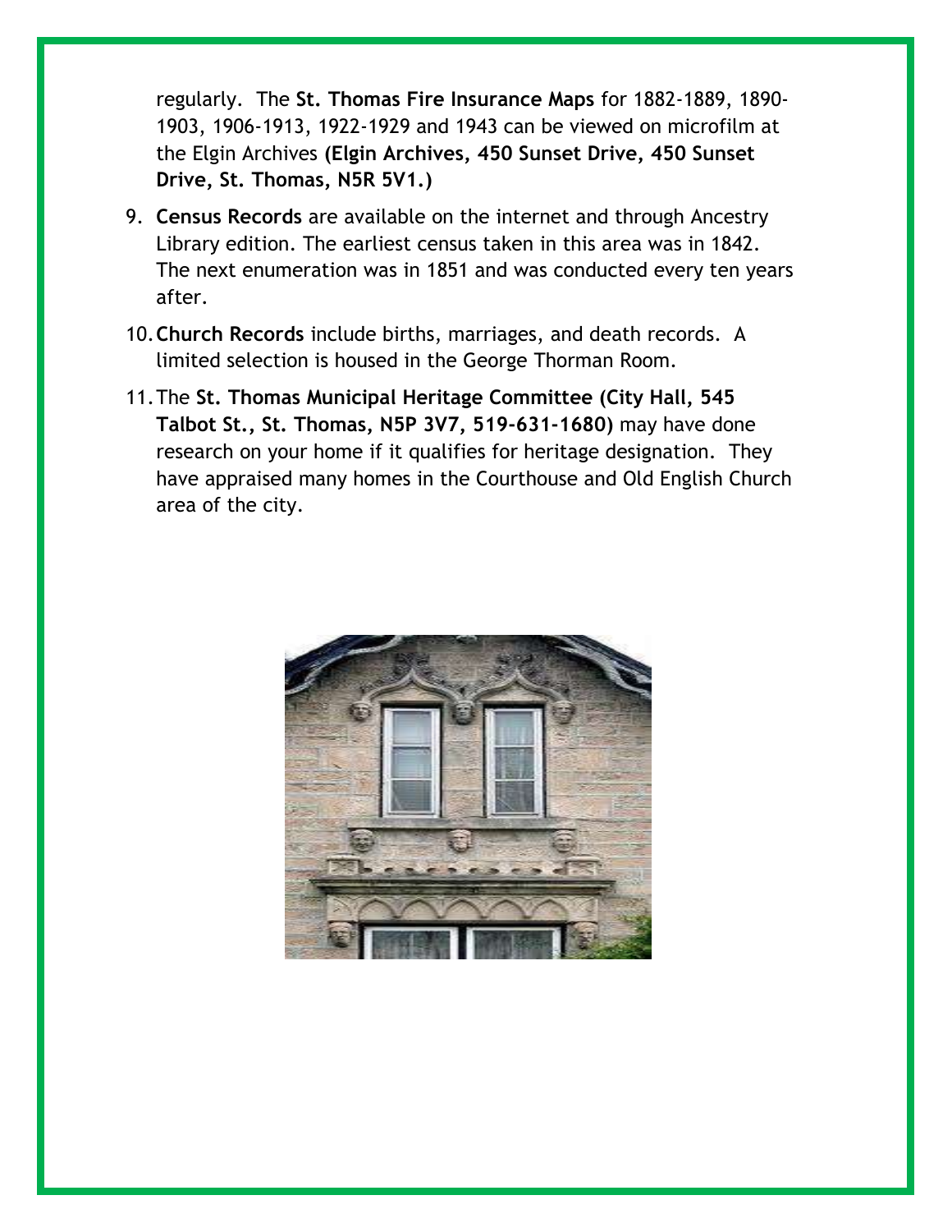regularly. The **St. Thomas Fire Insurance Maps** for 1882-1889, 1890-1903, 1906-1913, 1922-1929 and 1943 can be viewed on microfilm at the Elgin Archives **(Elgin Archives, 450 Sunset Drive, 450 Sunset Drive, St. Thomas, N5R 5V1.)**

9. **Census Records** are available on the internet and through Ancestry Library edition. The earliest census taken in this area was in 1842. The next enumeration was in 1851 and was conducted every ten years after.
10. **Church Records** include births, marriages, and death records. A limited selection is housed in the George Thorman Room.
11. The **St. Thomas Municipal Heritage Committee (City Hall, 545 Talbot St., St. Thomas, N5P 3V7, 519-631-1680)** may have done research on your home if it qualifies for heritage designation. They have appraised many homes in the Courthouse and Old English Church area of the city.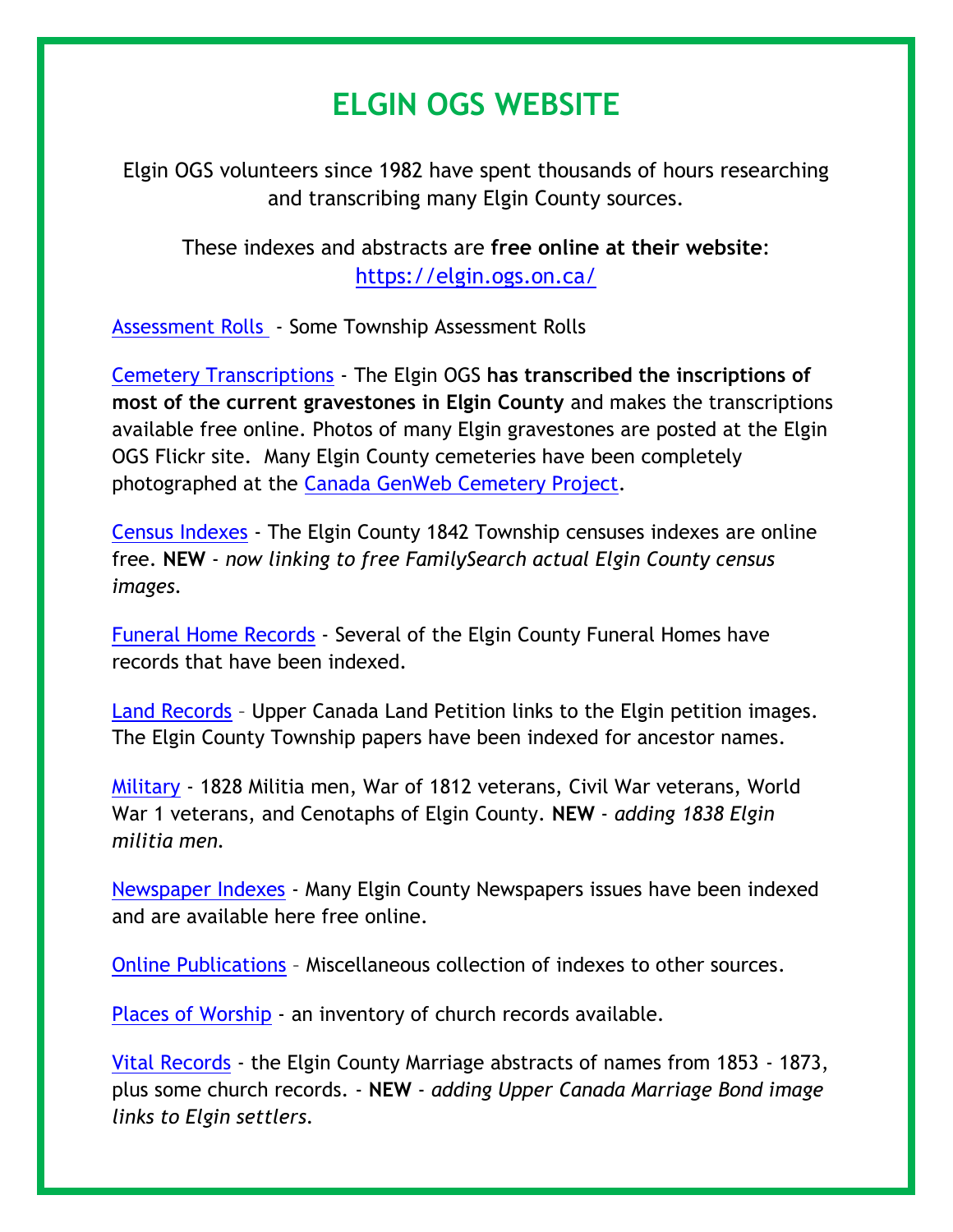# ELGIN OGS WEBSITE

Elgin OGS volunteers since 1982 have spent thousands of hours researching and transcribing many Elgin County sources.

These indexes and abstracts are **free online at their website**: https://elgin.ogs.on.ca/

Assessment Rolls - Some Township Assessment Rolls

Cemetery Transcriptions - The Elgin OGS **has transcribed the inscriptions of most of the current gravestones in Elgin County** and makes the transcriptions available free online. Photos of many Elgin gravestones are posted at the Elgin OGS Flickr site. Many Elgin County cemeteries have been completely photographed at the Canada GenWeb Cemetery Project.

Census Indexes - The Elgin County 1842 Township censuses indexes are online free. **NEW** - *now linking to free FamilySearch actual Elgin County census images.*

Funeral Home Records - Several of the Elgin County Funeral Homes have records that have been indexed.

Land Records – Upper Canada Land Petition links to the Elgin petition images. The Elgin County Township papers have been indexed for ancestor names.

Military - 1828 Militia men, War of 1812 veterans, Civil War veterans, World War 1 veterans, and Cenotaphs of Elgin County. **NEW** - *adding 1838 Elgin militia men.*

Newspaper Indexes - Many Elgin County Newspapers issues have been indexed and are available here free online.

Online Publications – Miscellaneous collection of indexes to other sources.

Places of Worship - an inventory of church records available.

Vital Records - the Elgin County Marriage abstracts of names from 1853 - 1873, plus some church records. - **NEW** - *adding Upper Canada Marriage Bond image links to Elgin settlers.*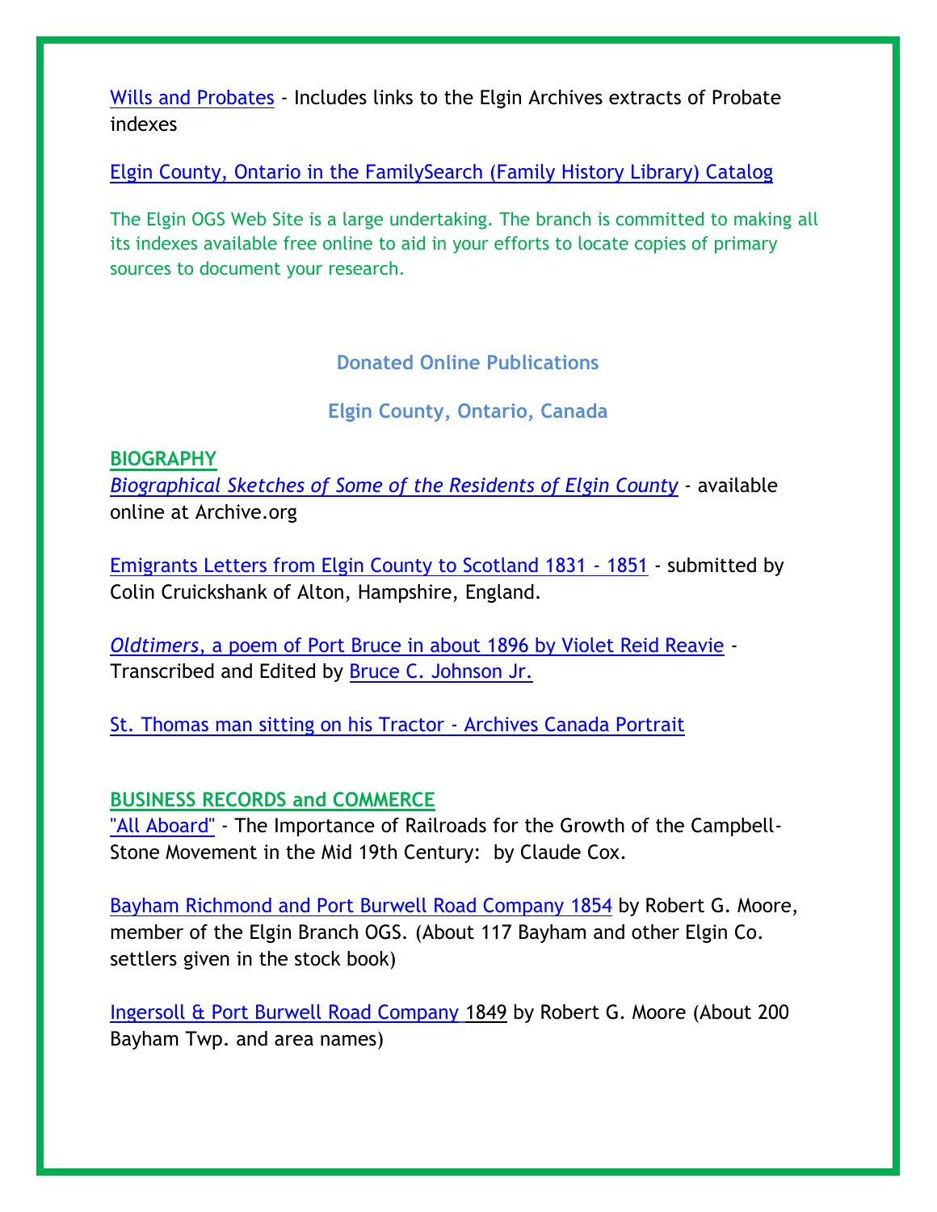Wills and Probates - Includes links to the Elgin Archives extracts of Probate indexes

Elgin County, Ontario in the FamilySearch (Family History Library) Catalog

The Elgin OGS Web Site is a large undertaking. The branch is committed to making all its indexes available free online to aid in your efforts to locate copies of primary sources to document your research.

## Donated Online Publications

## Elgin County, Ontario, Canada

### BIOGRAPHY

*Biographical Sketches of Some of the Residents of Elgin County* - available online at Archive.org

Emigrants Letters from Elgin County to Scotland 1831 - 1851 - submitted by Colin Cruickshank of Alton, Hampshire, England.

*Oldtimers*, a poem of Port Bruce in about 1896 by Violet Reid Reavie - Transcribed and Edited by Bruce C. Johnson Jr.

St. Thomas man sitting on his Tractor - Archives Canada Portrait

### BUSINESS RECORDS and COMMERCE

"All Aboard" - The Importance of Railroads for the Growth of the Campbell-Stone Movement in the Mid 19th Century: by Claude Cox.

Bayham Richmond and Port Burwell Road Company 1854 by Robert G. Moore, member of the Elgin Branch OGS. (About 117 Bayham and other Elgin Co. settlers given in the stock book)

Ingersoll & Port Burwell Road Company 1849 by Robert G. Moore (About 200 Bayham Twp. and area names)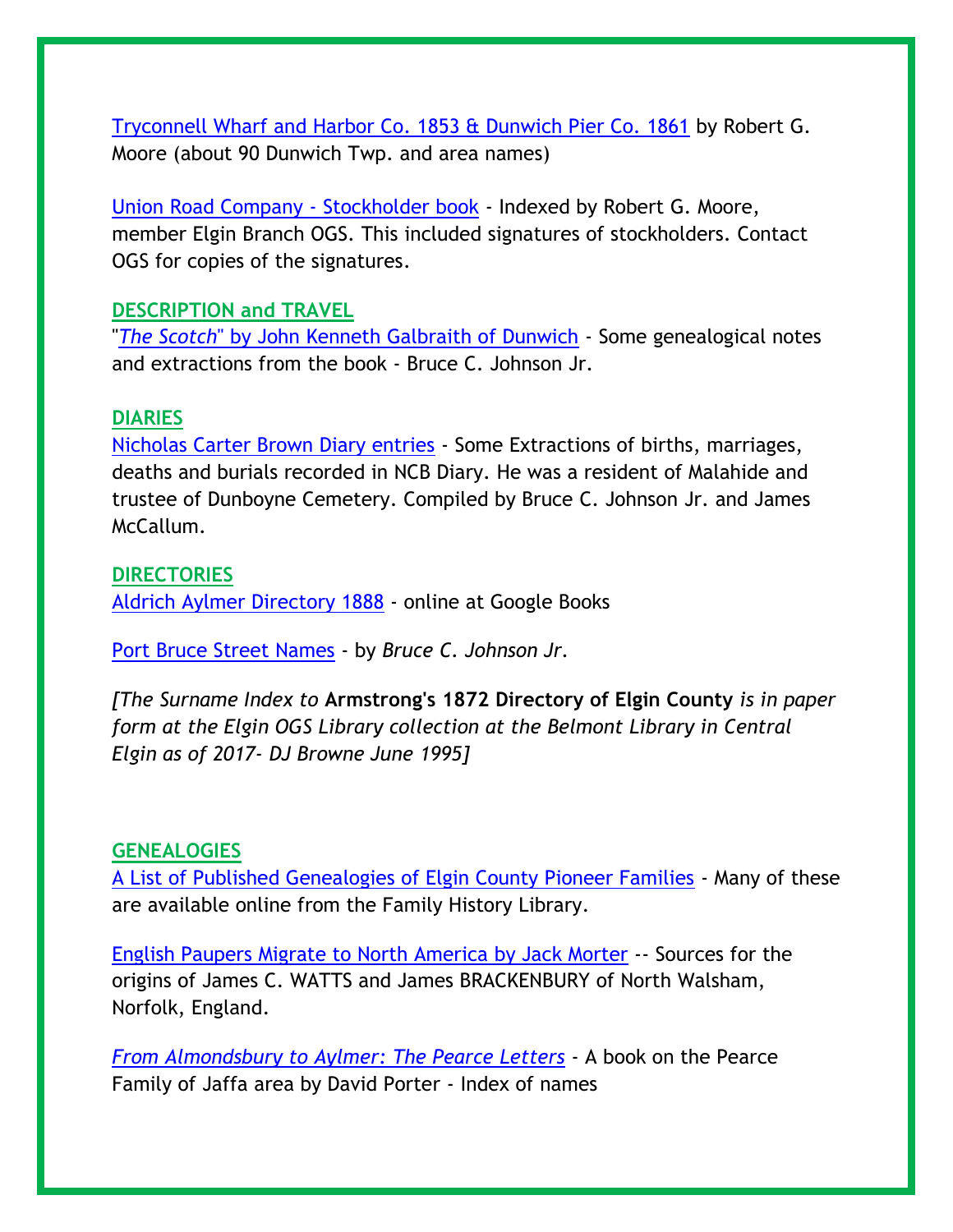Tryconnell Wharf and Harbor Co. 1853 & Dunwich Pier Co. 1861 by Robert G. Moore (about 90 Dunwich Twp. and area names)

Union Road Company - Stockholder book - Indexed by Robert G. Moore, member Elgin Branch OGS. This included signatures of stockholders. Contact OGS for copies of the signatures.

**DESCRIPTION and TRAVEL**

"*The Scotch*" by John Kenneth Galbraith of Dunwich - Some genealogical notes and extractions from the book - Bruce C. Johnson Jr.

**DIARIES**

Nicholas Carter Brown Diary entries - Some Extractions of births, marriages, deaths and burials recorded in NCB Diary. He was a resident of Malahide and trustee of Dunboyne Cemetery. Compiled by Bruce C. Johnson Jr. and James McCallum.

**DIRECTORIES**

Aldrich Aylmer Directory 1888 - online at Google Books

Port Bruce Street Names - by *Bruce C. Johnson Jr.*

*[The Surname Index to* **Armstrong's 1872 Directory of Elgin County** *is in paper form at the Elgin OGS Library collection at the Belmont Library in Central Elgin as of 2017- DJ Browne June 1995]*

**GENEALOGIES**

A List of Published Genealogies of Elgin County Pioneer Families - Many of these are available online from the Family History Library.

English Paupers Migrate to North America by Jack Morter -- Sources for the origins of James C. WATTS and James BRACKENBURY of North Walsham, Norfolk, England.

*From Almondsbury to Aylmer: The Pearce Letters* - A book on the Pearce Family of Jaffa area by David Porter - Index of names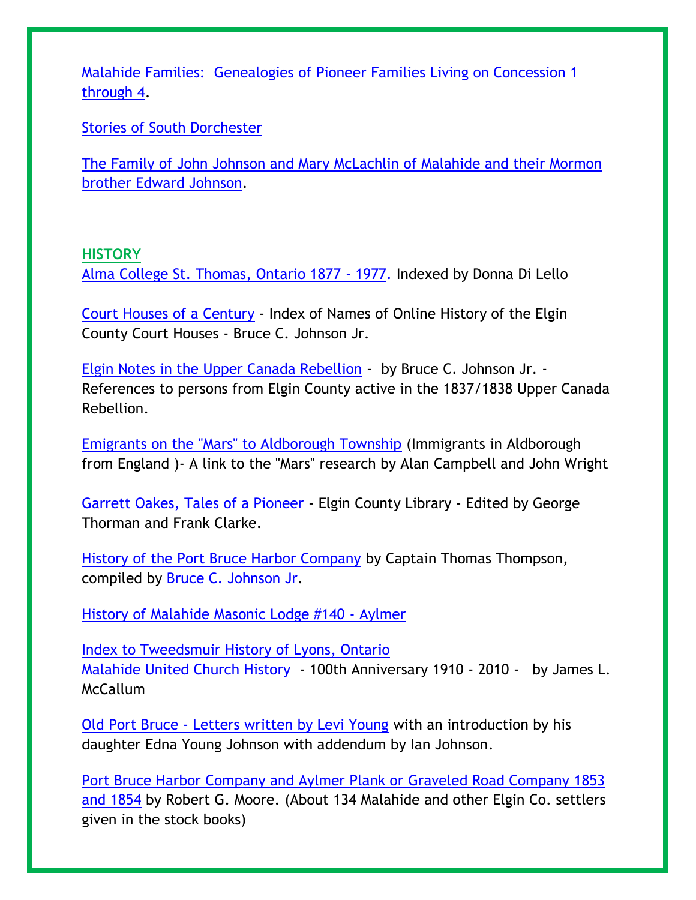Malahide Families: Genealogies of Pioneer Families Living on Concession 1 through 4.

Stories of South Dorchester

The Family of John Johnson and Mary McLachlin of Malahide and their Mormon brother Edward Johnson.

## HISTORY

Alma College St. Thomas, Ontario 1877 - 1977. Indexed by Donna Di Lello

Court Houses of a Century - Index of Names of Online History of the Elgin County Court Houses - Bruce C. Johnson Jr.

Elgin Notes in the Upper Canada Rebellion - by Bruce C. Johnson Jr. - References to persons from Elgin County active in the 1837/1838 Upper Canada Rebellion.

Emigrants on the "Mars" to Aldborough Township (Immigrants in Aldborough from England )- A link to the "Mars" research by Alan Campbell and John Wright

Garrett Oakes, Tales of a Pioneer - Elgin County Library - Edited by George Thorman and Frank Clarke.

History of the Port Bruce Harbor Company by Captain Thomas Thompson, compiled by Bruce C. Johnson Jr.

History of Malahide Masonic Lodge #140 - Aylmer

Index to Tweedsmuir History of Lyons, Ontario
Malahide United Church History - 100th Anniversary 1910 - 2010 - by James L. McCallum

Old Port Bruce - Letters written by Levi Young with an introduction by his daughter Edna Young Johnson with addendum by Ian Johnson.

Port Bruce Harbor Company and Aylmer Plank or Graveled Road Company 1853 and 1854 by Robert G. Moore. (About 134 Malahide and other Elgin Co. settlers given in the stock books)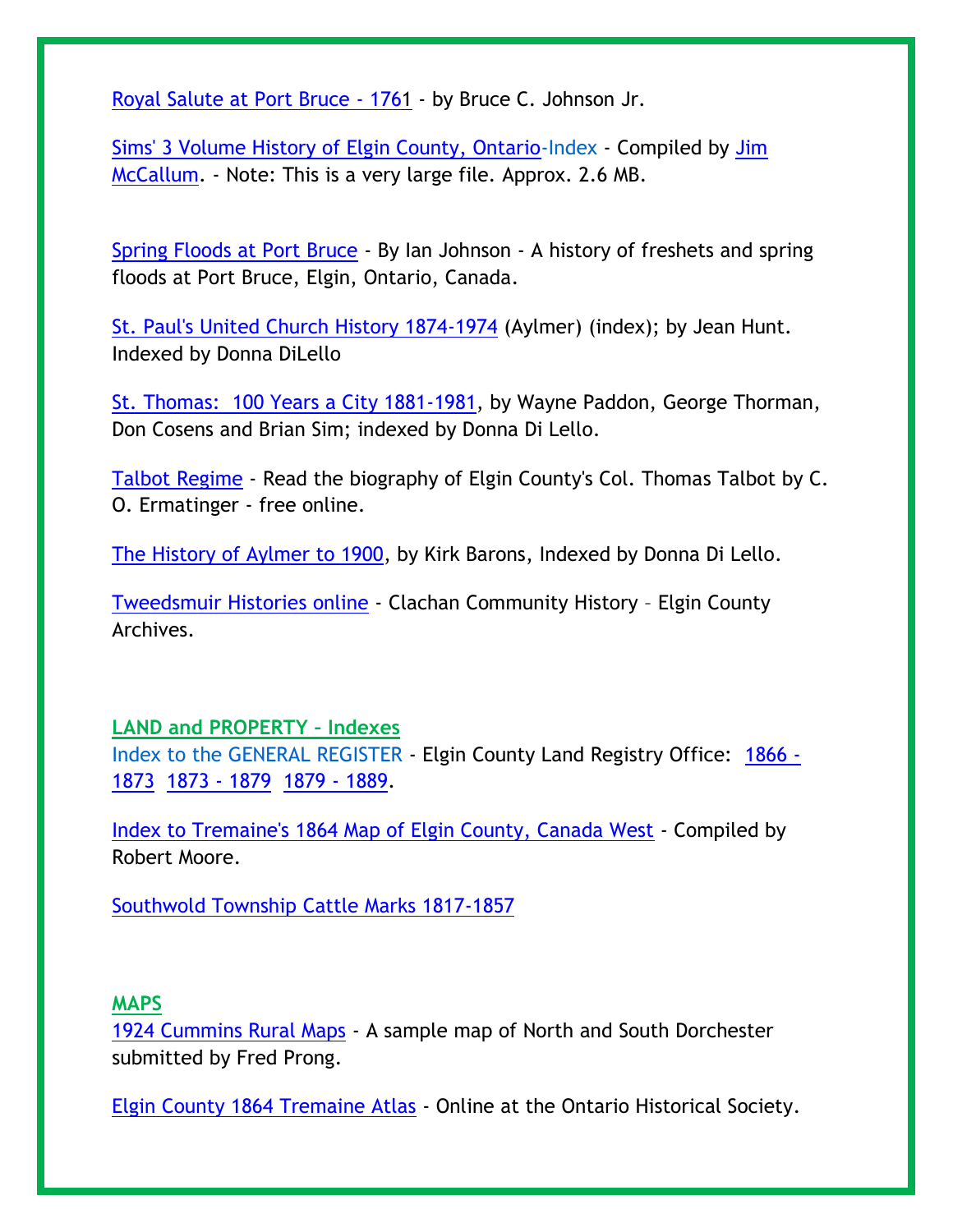Royal Salute at Port Bruce - 1761 - by Bruce C. Johnson Jr.

Sims' 3 Volume History of Elgin County, Ontario-Index - Compiled by Jim McCallum. - Note: This is a very large file. Approx. 2.6 MB.

Spring Floods at Port Bruce - By Ian Johnson - A history of freshets and spring floods at Port Bruce, Elgin, Ontario, Canada.

St. Paul's United Church History 1874-1974 (Aylmer) (index); by Jean Hunt. Indexed by Donna DiLello

St. Thomas: 100 Years a City 1881-1981, by Wayne Paddon, George Thorman, Don Cosens and Brian Sim; indexed by Donna Di Lello.

Talbot Regime - Read the biography of Elgin County's Col. Thomas Talbot by C. O. Ermatinger - free online.

The History of Aylmer to 1900, by Kirk Barons, Indexed by Donna Di Lello.

Tweedsmuir Histories online - Clachan Community History – Elgin County Archives.

**LAND and PROPERTY – Indexes**

Index to the GENERAL REGISTER - Elgin County Land Registry Office: 1866 - 1873 1873 - 1879 1879 - 1889.

Index to Tremaine's 1864 Map of Elgin County, Canada West - Compiled by Robert Moore.

Southwold Township Cattle Marks 1817-1857

**MAPS**

1924 Cummins Rural Maps - A sample map of North and South Dorchester submitted by Fred Prong.

Elgin County 1864 Tremaine Atlas - Online at the Ontario Historical Society.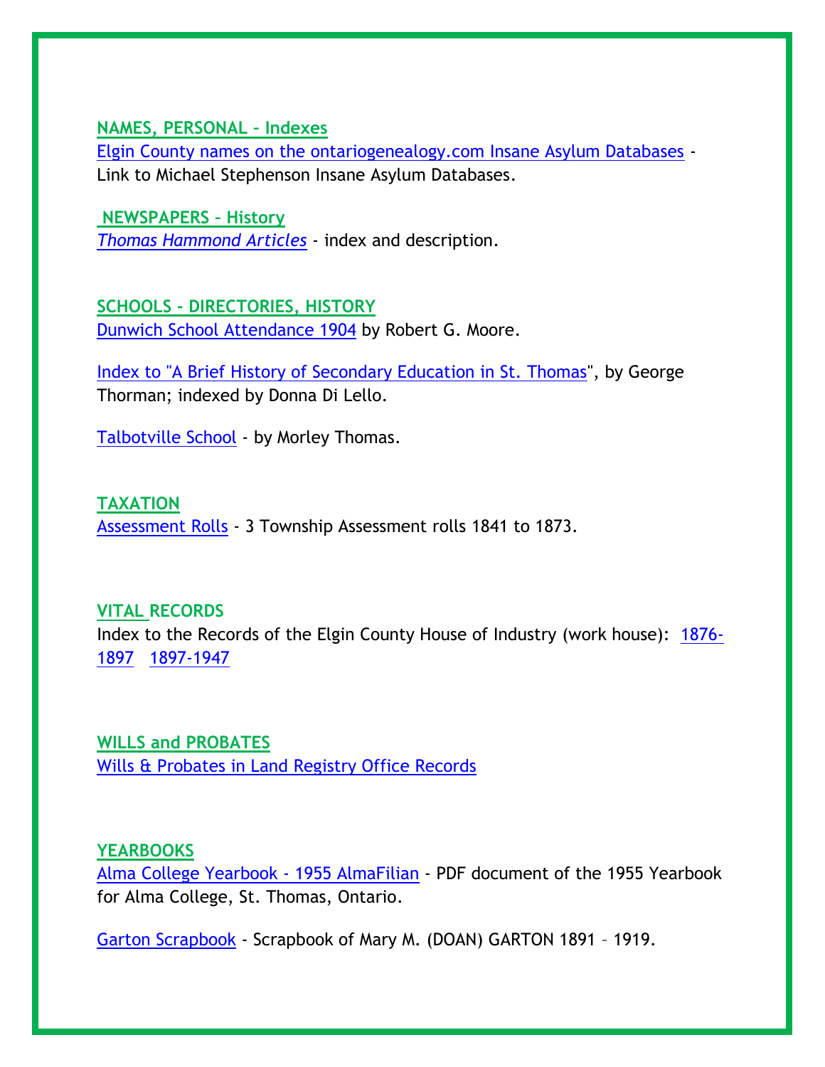### NAMES, PERSONAL – Indexes

Elgin County names on the ontariogenealogy.com Insane Asylum Databases - Link to Michael Stephenson Insane Asylum Databases.

### NEWSPAPERS – History

*Thomas Hammond Articles* - index and description.

### SCHOOLS - DIRECTORIES, HISTORY

Dunwich School Attendance 1904 by Robert G. Moore.

Index to "A Brief History of Secondary Education in St. Thomas", by George Thorman; indexed by Donna Di Lello.

Talbotville School - by Morley Thomas.

### TAXATION

Assessment Rolls - 3 Township Assessment rolls 1841 to 1873.

### VITAL RECORDS

Index to the Records of the Elgin County House of Industry (work house): 1876-1897 1897-1947

### WILLS and PROBATES

Wills & Probates in Land Registry Office Records

### YEARBOOKS

Alma College Yearbook - 1955 AlmaFilian - PDF document of the 1955 Yearbook for Alma College, St. Thomas, Ontario.

Garton Scrapbook - Scrapbook of Mary M. (DOAN) GARTON 1891 – 1919.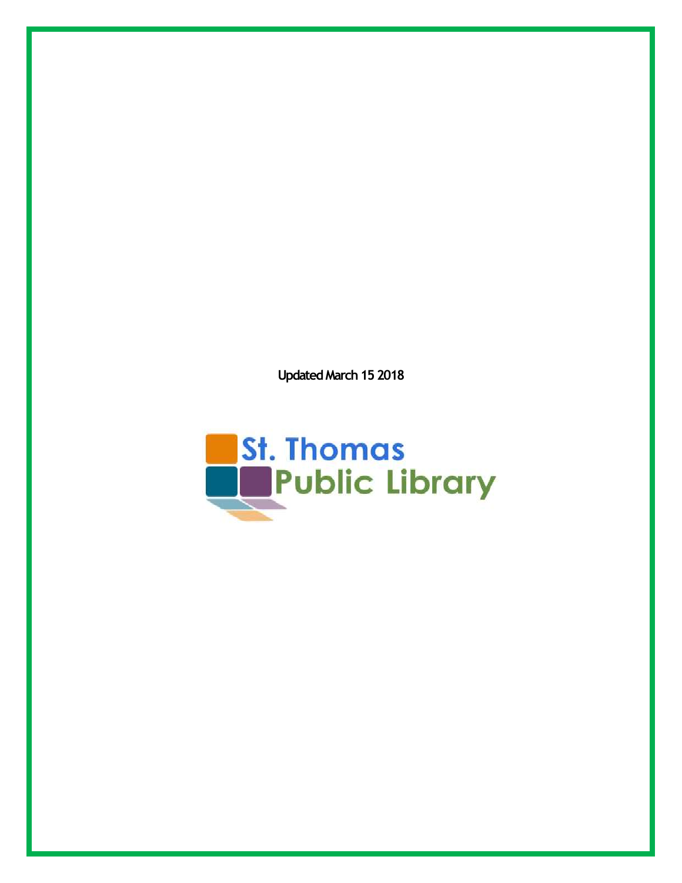**Updated March 15 2018**

St. Thomas
Public Library